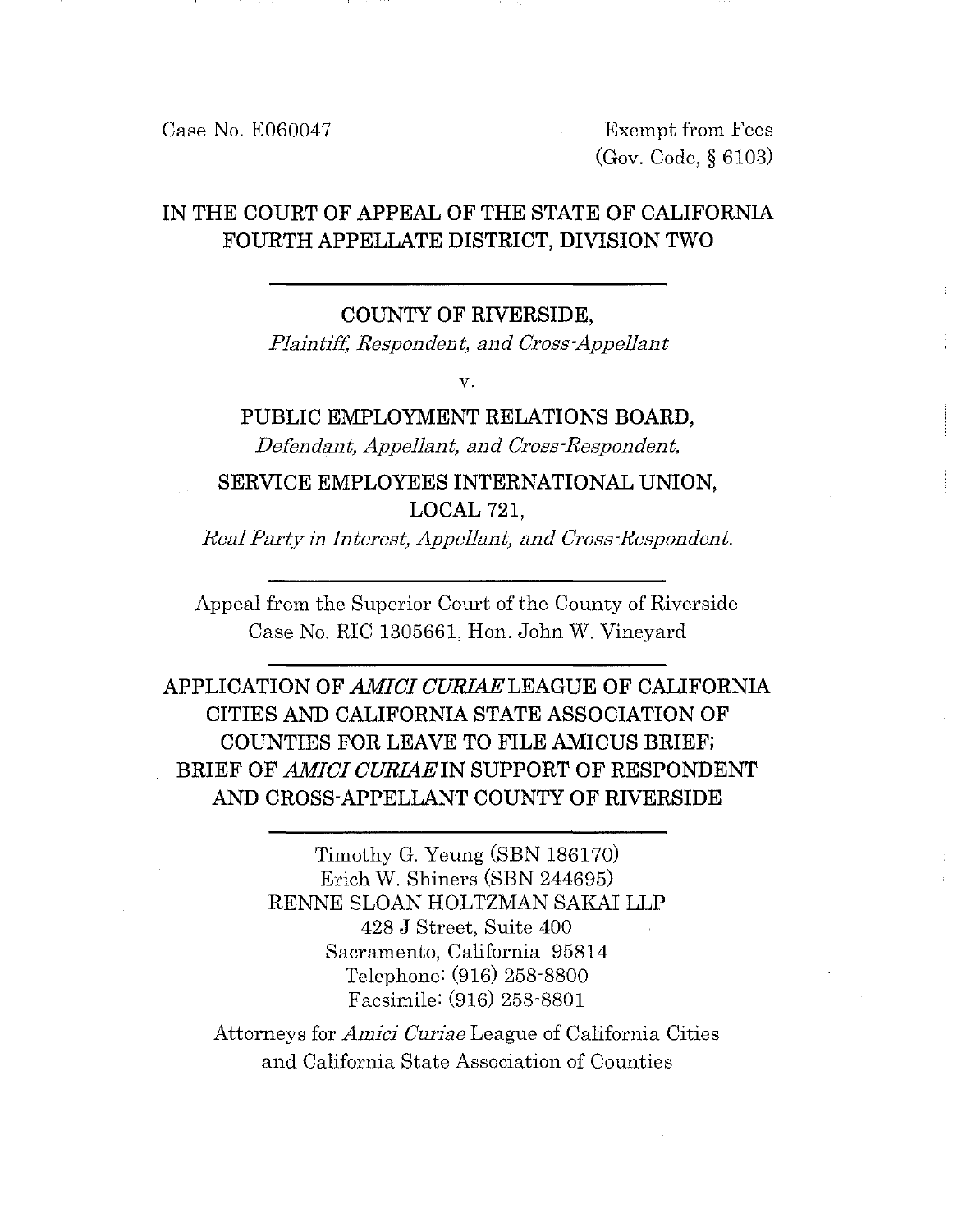Case No. E060047

Exempt from Fees
(Gov. Code, § 6103)

# IN THE COURT OF APPEAL OF THE STATE OF CALIFORNIA
# FOURTH APPELLATE DISTRICT, DIVISION TWO

---

COUNTY OF RIVERSIDE,
*Plaintiff, Respondent, and Cross-Appellant*

v.

PUBLIC EMPLOYMENT RELATIONS BOARD,
*Defendant, Appellant, and Cross-Respondent,*

SERVICE EMPLOYEES INTERNATIONAL UNION, LOCAL 721,
*Real Party in Interest, Appellant, and Cross-Respondent.*

---

Appeal from the Superior Court of the County of Riverside
Case No. RIC 1305661, Hon. John W. Vineyard

---

## APPLICATION OF *AMICI CURIAE* LEAGUE OF CALIFORNIA CITIES AND CALIFORNIA STATE ASSOCIATION OF COUNTIES FOR LEAVE TO FILE AMICUS BRIEF; BRIEF OF *AMICI CURIAE* IN SUPPORT OF RESPONDENT AND CROSS-APPELLANT COUNTY OF RIVERSIDE

---

Timothy G. Yeung (SBN 186170)
Erich W. Shiners (SBN 244695)
RENNE SLOAN HOLTZMAN SAKAI LLP
428 J Street, Suite 400
Sacramento, California 95814
Telephone: (916) 258-8800
Facsimile: (916) 258-8801

Attorneys for *Amici Curiae* League of California Cities and California State Association of Counties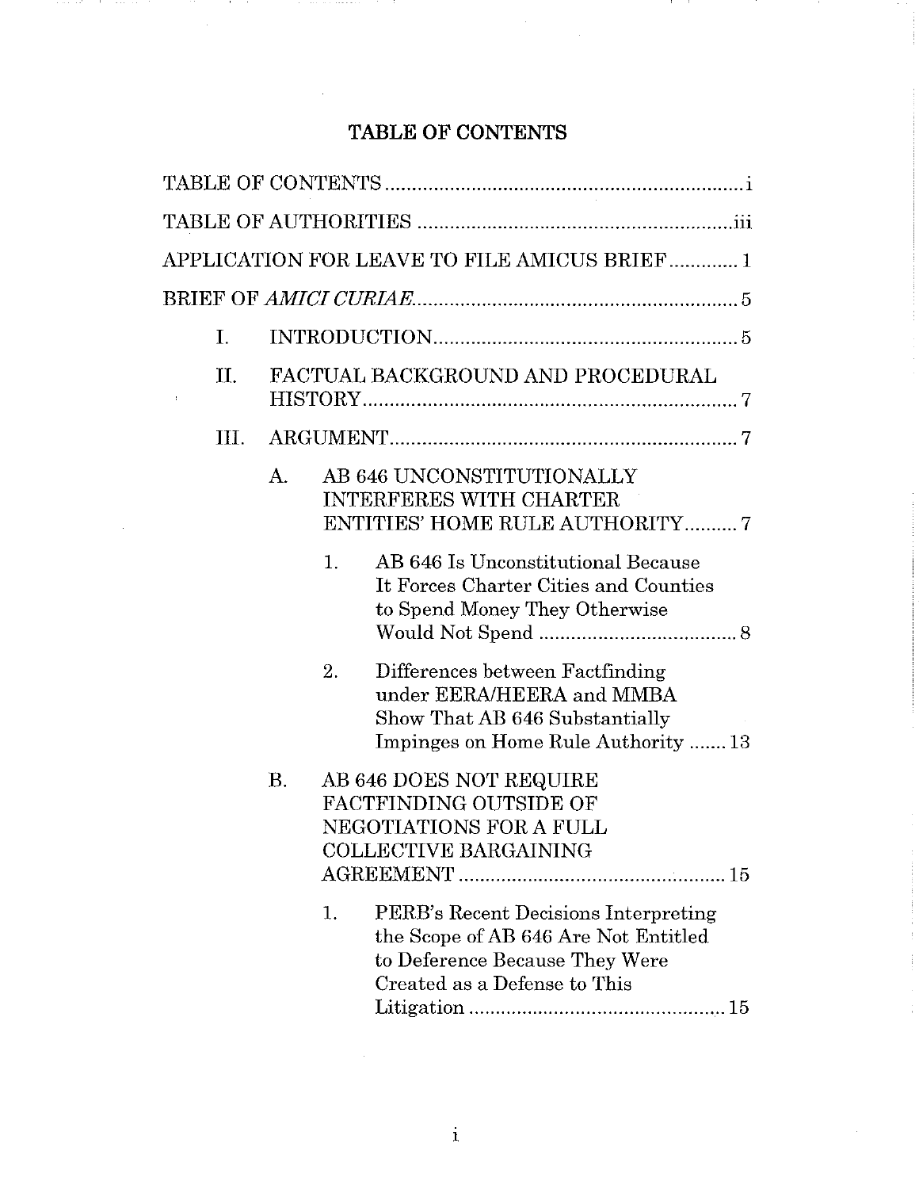## TABLE OF CONTENTS

TABLE OF CONTENTS .................................................................... i

TABLE OF AUTHORITIES ............................................................ iii

APPLICATION FOR LEAVE TO FILE AMICUS BRIEF ............. 1

BRIEF OF *AMICI CURIAE* ............................................................ 5

- I. INTRODUCTION ......................................................... 5
- II. FACTUAL BACKGROUND AND PROCEDURAL HISTORY ...................................................................... 7
- III. ARGUMENT ................................................................. 7
  - A. AB 646 UNCONSTITUTIONALLY INTERFERES WITH CHARTER ENTITIES' HOME RULE AUTHORITY .......... 7
    - 1. AB 646 Is Unconstitutional Because It Forces Charter Cities and Counties to Spend Money They Otherwise Would Not Spend ..................................... 8
    - 2. Differences between Factfinding under EERA/HEERA and MMBA Show That AB 646 Substantially Impinges on Home Rule Authority ....... 13
  - B. AB 646 DOES NOT REQUIRE FACTFINDING OUTSIDE OF NEGOTIATIONS FOR A FULL COLLECTIVE BARGAINING AGREEMENT ................................................. 15
    - 1. PERB's Recent Decisions Interpreting the Scope of AB 646 Are Not Entitled to Deference Because They Were Created as a Defense to This Litigation ................................................ 15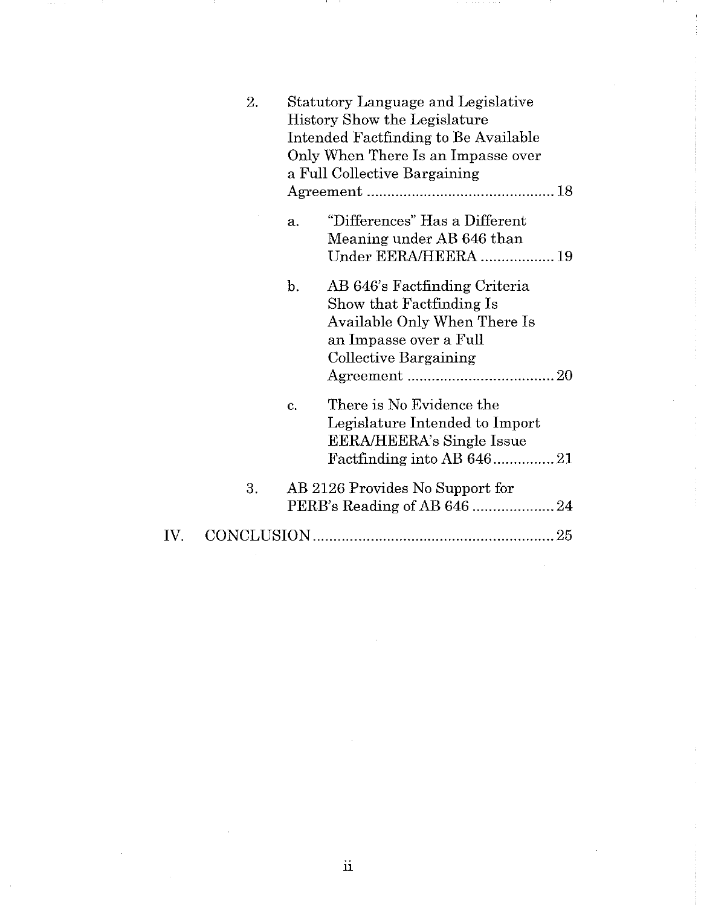2. Statutory Language and Legislative History Show the Legislature Intended Factfinding to Be Available Only When There Is an Impasse over a Full Collective Bargaining Agreement .............................................. 18

   a. "Differences" Has a Different Meaning under AB 646 than Under EERA/HEERA .................. 19

   b. AB 646's Factfinding Criteria Show that Factfinding Is Available Only When There Is an Impasse over a Full Collective Bargaining Agreement .................................... 20

   c. There is No Evidence the Legislature Intended to Import EERA/HEERA's Single Issue Factfinding into AB 646 ............... 21

3. AB 2126 Provides No Support for PERB's Reading of AB 646 .................... 24

IV. CONCLUSION .......................................................... 25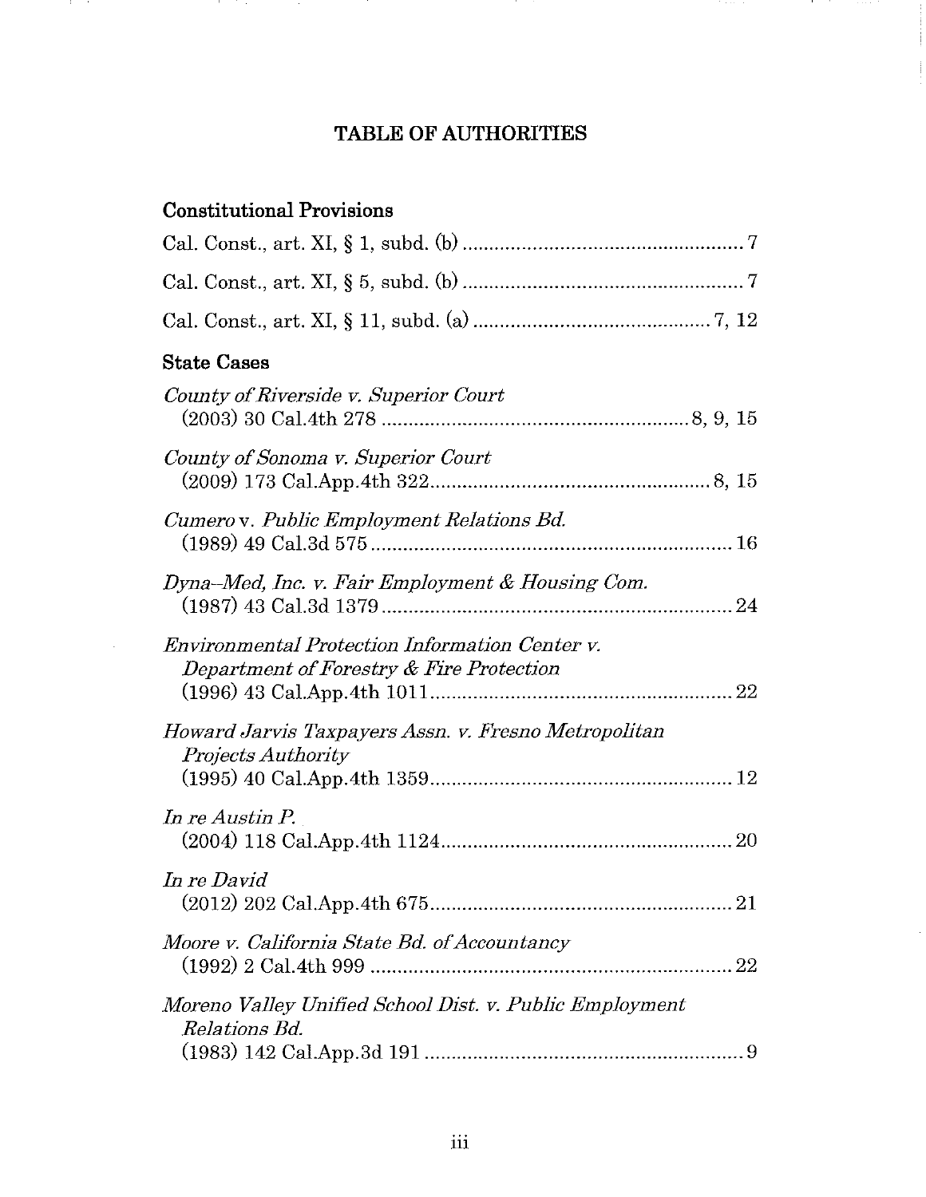# TABLE OF AUTHORITIES

## Constitutional Provisions

Cal. Const., art. XI, § 1, subd. (b) .................................................... 7

Cal. Const., art. XI, § 5, subd. (b) .................................................... 7

Cal. Const., art. XI, § 11, subd. (a) ............................................ 7, 12

## State Cases

*County of Riverside v. Superior Court*
(2003) 30 Cal.4th 278 ......................................................... 8, 9, 15

*County of Sonoma v. Superior Court*
(2009) 173 Cal.App.4th 322.................................................... 8, 15

*Cumero* v. *Public Employment Relations Bd.*
(1989) 49 Cal.3d 575 ................................................................... 16

*Dyna–Med, Inc. v. Fair Employment & Housing Com.*
(1987) 43 Cal.3d 1379 .................................................................. 24

*Environmental Protection Information Center v. Department of Forestry & Fire Protection*
(1996) 43 Cal.App.4th 1011.......................................................... 22

*Howard Jarvis Taxpayers Assn. v. Fresno Metropolitan Projects Authority*
(1995) 40 Cal.App.4th 1359........................................................ 12

*In re Austin P.*
(2004) 118 Cal.App.4th 1124....................................................... 20

*In re David*
(2012) 202 Cal.App.4th 675......................................................... 21

*Moore v. California State Bd. of Accountancy*
(1992) 2 Cal.4th 999 .................................................................... 22

*Moreno Valley Unified School Dist. v. Public Employment Relations Bd.*
(1983) 142 Cal.App.3d 191 ............................................................ 9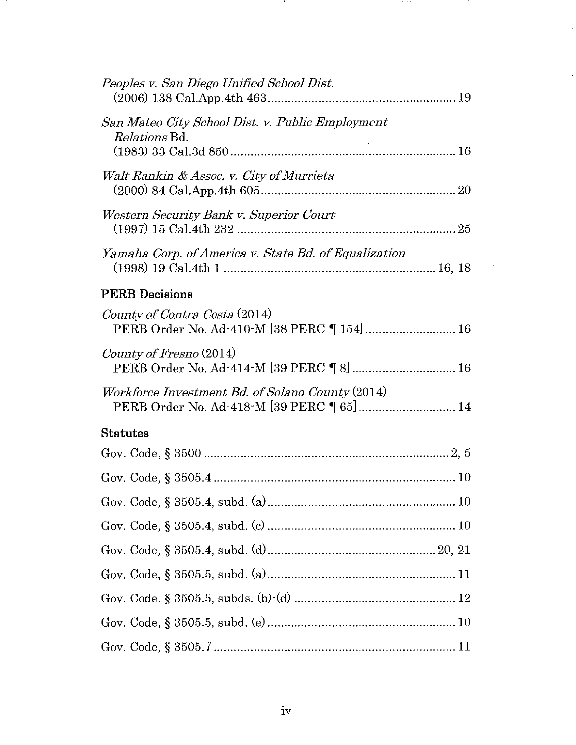*Peoples v. San Diego Unified School Dist.*
(2006) 138 Cal.App.4th 463 ........................................................ 19

*San Mateo City School Dist. v. Public Employment Relations* Bd.
(1983) 33 Cal.3d 850 ........................................................ 16

*Walt Rankin & Assoc. v. City of Murrieta*
(2000) 84 Cal.App.4th 605 ........................................................ 20

*Western Security Bank v. Superior Court*
(1997) 15 Cal.4th 232 ........................................................ 25

*Yamaha Corp. of America v. State Bd. of Equalization*
(1998) 19 Cal.4th 1 ........................................................ 16, 18

**PERB Decisions**

*County of Contra Costa* (2014)
PERB Order No. Ad-410-M [38 PERC ¶ 154] ........................... 16

*County of Fresno* (2014)
PERB Order No. Ad-414-M [39 PERC ¶ 8] ............................... 16

*Workforce Investment Bd. of Solano County* (2014)
PERB Order No. Ad-418-M [39 PERC ¶ 65] ............................. 14

**Statutes**

Gov. Code, § 3500 ........................................................ 2, 5

Gov. Code, § 3505.4 ........................................................ 10

Gov. Code, § 3505.4, subd. (a) ........................................................ 10

Gov. Code, § 3505.4, subd. (c) ........................................................ 10

Gov. Code, § 3505.4, subd. (d) ........................................................ 20, 21

Gov. Code, § 3505.5, subd. (a) ........................................................ 11

Gov. Code, § 3505.5, subds. (b)-(d) ........................................................ 12

Gov. Code, § 3505.5, subd. (e) ........................................................ 10

Gov. Code, § 3505.7 ........................................................ 11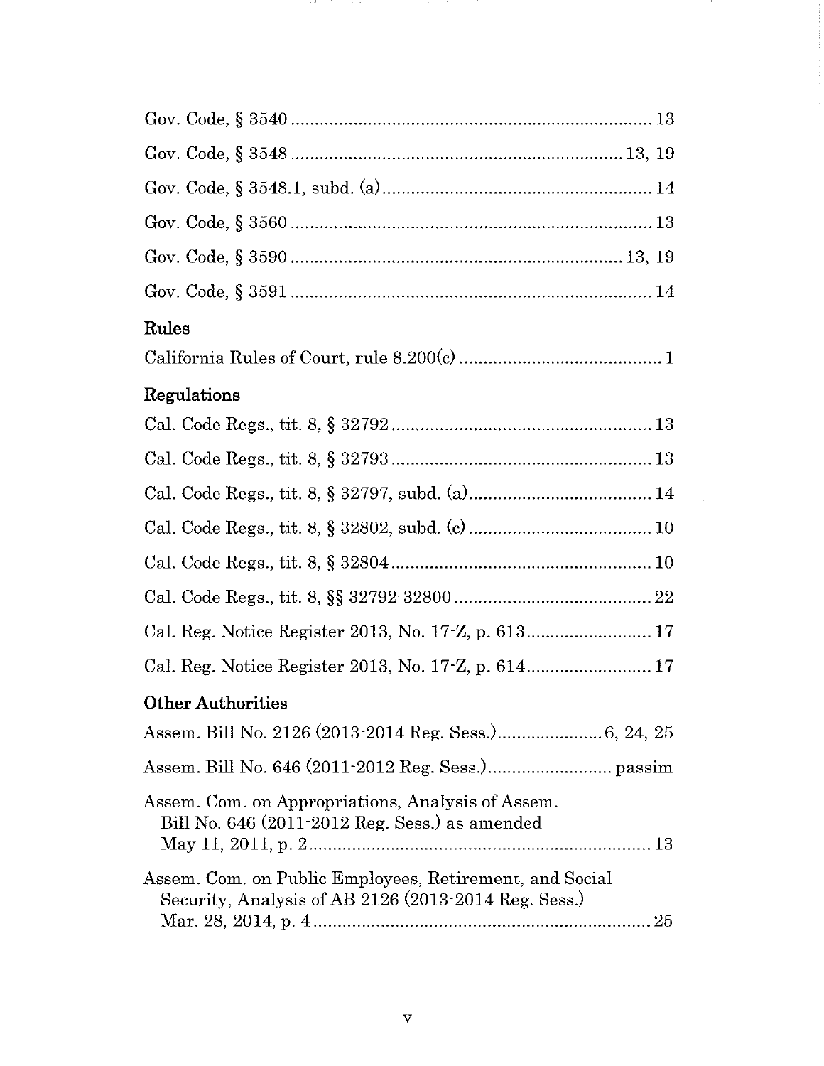Gov. Code, § 3540 .......................................................................... 13

Gov. Code, § 3548 .................................................................... 13, 19

Gov. Code, § 3548.1, subd. (a) ........................................................ 14

Gov. Code, § 3560 .......................................................................... 13

Gov. Code, § 3590 .................................................................... 13, 19

Gov. Code, § 3591 .......................................................................... 14

**Rules**

California Rules of Court, rule 8.200(c) .......................................... 1

**Regulations**

Cal. Code Regs., tit. 8, § 32792 ...................................................... 13

Cal. Code Regs., tit. 8, § 32793 ...................................................... 13

Cal. Code Regs., tit. 8, § 32797, subd. (a) ...................................... 14

Cal. Code Regs., tit. 8, § 32802, subd. (c) ...................................... 10

Cal. Code Regs., tit. 8, § 32804 ...................................................... 10

Cal. Code Regs., tit. 8, §§ 32792-32800 ......................................... 22

Cal. Reg. Notice Register 2013, No. 17-Z, p. 613 .......................... 17

Cal. Reg. Notice Register 2013, No. 17-Z, p. 614 .......................... 17

**Other Authorities**

Assem. Bill No. 2126 (2013-2014 Reg. Sess.) ...................... 6, 24, 25

Assem. Bill No. 646 (2011-2012 Reg. Sess.) .......................... passim

Assem. Com. on Appropriations, Analysis of Assem. Bill No. 646 (2011-2012 Reg. Sess.) as amended May 11, 2011, p. 2 ....................................................................... 13

Assem. Com. on Public Employees, Retirement, and Social Security, Analysis of AB 2126 (2013-2014 Reg. Sess.) Mar. 28, 2014, p. 4 ...................................................................... 25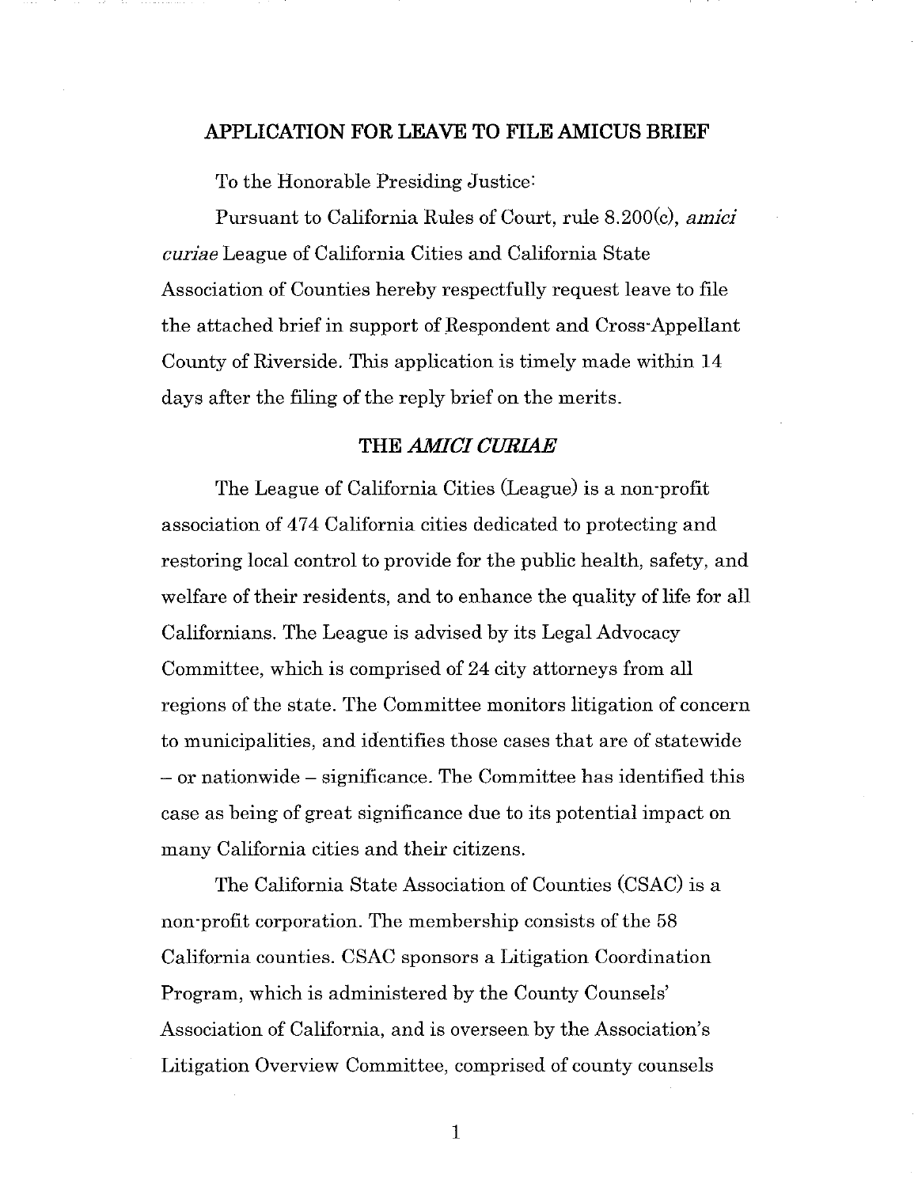## APPLICATION FOR LEAVE TO FILE AMICUS BRIEF

To the Honorable Presiding Justice:

Pursuant to California Rules of Court, rule 8.200(c), *amici curiae* League of California Cities and California State Association of Counties hereby respectfully request leave to file the attached brief in support of Respondent and Cross-Appellant County of Riverside. This application is timely made within 14 days after the filing of the reply brief on the merits.

### THE *AMICI CURIAE*

The League of California Cities (League) is a non-profit association of 474 California cities dedicated to protecting and restoring local control to provide for the public health, safety, and welfare of their residents, and to enhance the quality of life for all Californians. The League is advised by its Legal Advocacy Committee, which is comprised of 24 city attorneys from all regions of the state. The Committee monitors litigation of concern to municipalities, and identifies those cases that are of statewide – or nationwide – significance. The Committee has identified this case as being of great significance due to its potential impact on many California cities and their citizens.

The California State Association of Counties (CSAC) is a non-profit corporation. The membership consists of the 58 California counties. CSAC sponsors a Litigation Coordination Program, which is administered by the County Counsels' Association of California, and is overseen by the Association's Litigation Overview Committee, comprised of county counsels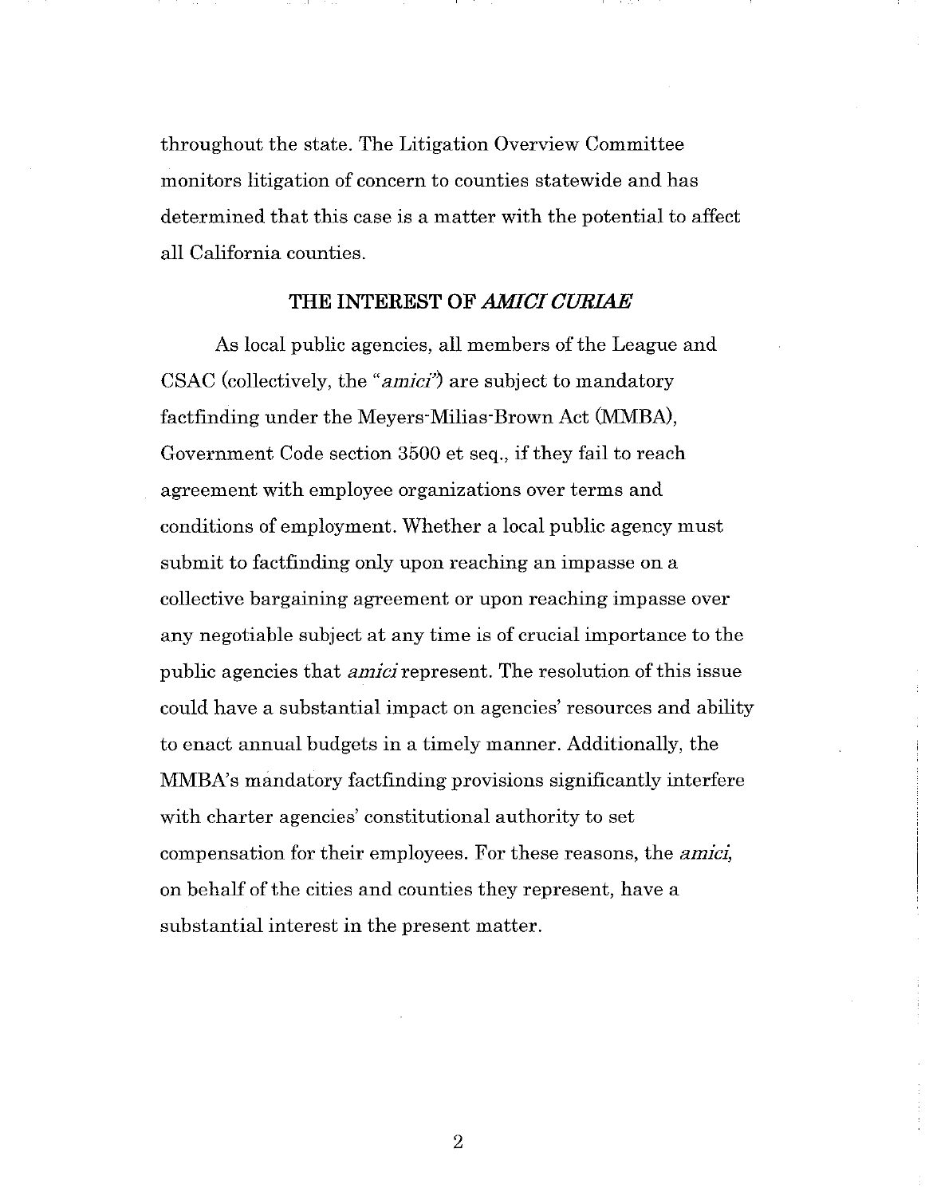throughout the state. The Litigation Overview Committee monitors litigation of concern to counties statewide and has determined that this case is a matter with the potential to affect all California counties.

## THE INTEREST OF *AMICI CURIAE*

As local public agencies, all members of the League and CSAC (collectively, the "*amici*") are subject to mandatory factfinding under the Meyers-Milias-Brown Act (MMBA), Government Code section 3500 et seq., if they fail to reach agreement with employee organizations over terms and conditions of employment. Whether a local public agency must submit to factfinding only upon reaching an impasse on a collective bargaining agreement or upon reaching impasse over any negotiable subject at any time is of crucial importance to the public agencies that *amici* represent. The resolution of this issue could have a substantial impact on agencies' resources and ability to enact annual budgets in a timely manner. Additionally, the MMBA's mandatory factfinding provisions significantly interfere with charter agencies' constitutional authority to set compensation for their employees. For these reasons, the *amici*, on behalf of the cities and counties they represent, have a substantial interest in the present matter.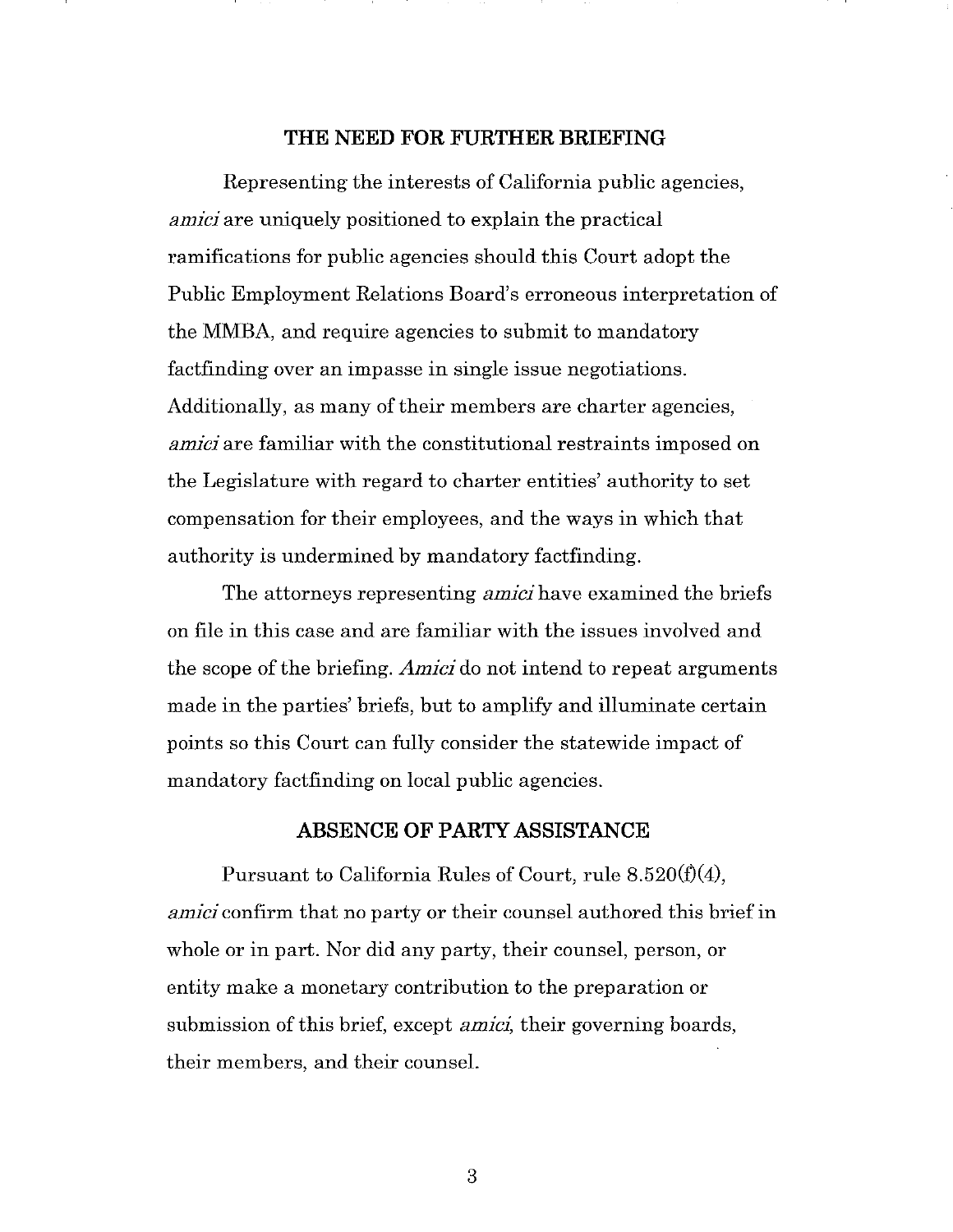## THE NEED FOR FURTHER BRIEFING

Representing the interests of California public agencies, *amici* are uniquely positioned to explain the practical ramifications for public agencies should this Court adopt the Public Employment Relations Board's erroneous interpretation of the MMBA, and require agencies to submit to mandatory factfinding over an impasse in single issue negotiations. Additionally, as many of their members are charter agencies, *amici* are familiar with the constitutional restraints imposed on the Legislature with regard to charter entities' authority to set compensation for their employees, and the ways in which that authority is undermined by mandatory factfinding.

The attorneys representing *amici* have examined the briefs on file in this case and are familiar with the issues involved and the scope of the briefing. *Amici* do not intend to repeat arguments made in the parties' briefs, but to amplify and illuminate certain points so this Court can fully consider the statewide impact of mandatory factfinding on local public agencies.

## ABSENCE OF PARTY ASSISTANCE

Pursuant to California Rules of Court, rule 8.520(f)(4), *amici* confirm that no party or their counsel authored this brief in whole or in part. Nor did any party, their counsel, person, or entity make a monetary contribution to the preparation or submission of this brief, except *amici*, their governing boards, their members, and their counsel.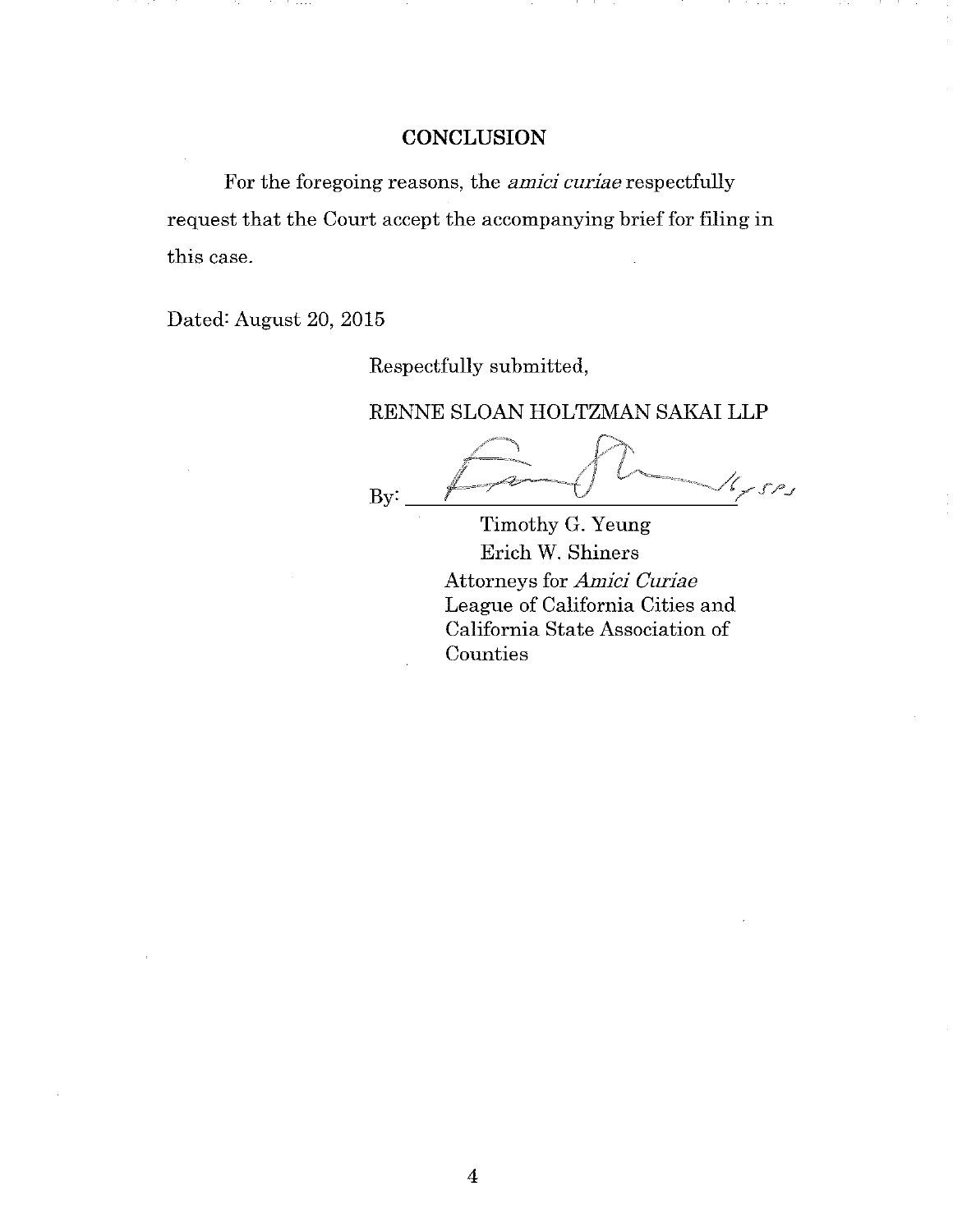## CONCLUSION

For the foregoing reasons, the *amici curiae* respectfully request that the Court accept the accompanying brief for filing in this case.

Dated: August 20, 2015

Respectfully submitted,

RENNE SLOAN HOLTZMAN SAKAI LLP

By: ______________________________

Timothy G. Yeung
Erich W. Shiners
Attorneys for *Amici Curiae*
League of California Cities and California State Association of Counties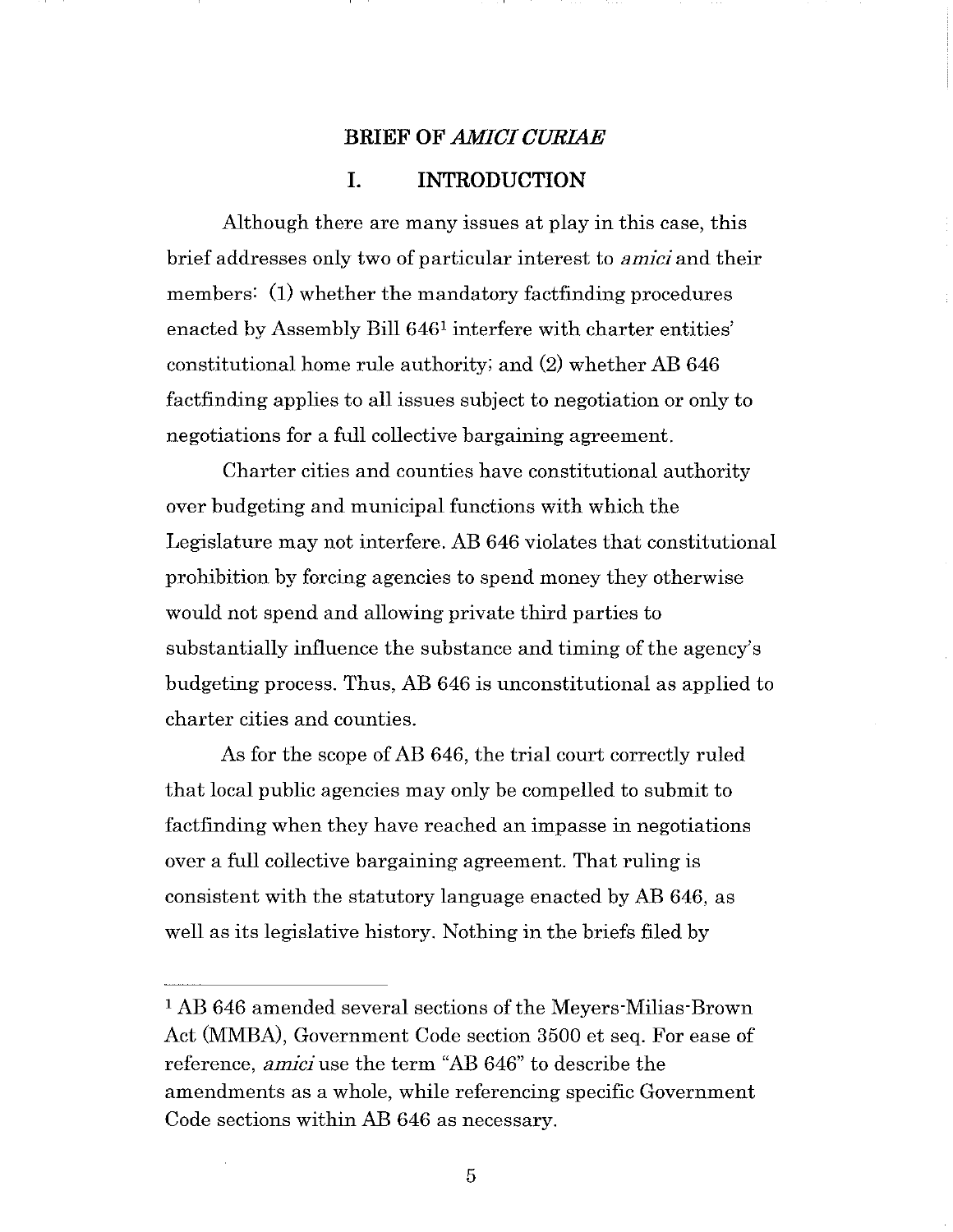## BRIEF OF *AMICI CURIAE*

## I. INTRODUCTION

Although there are many issues at play in this case, this brief addresses only two of particular interest to *amici* and their members: (1) whether the mandatory factfinding procedures enacted by Assembly Bill 646[1] interfere with charter entities' constitutional home rule authority; and (2) whether AB 646 factfinding applies to all issues subject to negotiation or only to negotiations for a full collective bargaining agreement.

Charter cities and counties have constitutional authority over budgeting and municipal functions with which the Legislature may not interfere. AB 646 violates that constitutional prohibition by forcing agencies to spend money they otherwise would not spend and allowing private third parties to substantially influence the substance and timing of the agency's budgeting process. Thus, AB 646 is unconstitutional as applied to charter cities and counties.

As for the scope of AB 646, the trial court correctly ruled that local public agencies may only be compelled to submit to factfinding when they have reached an impasse in negotiations over a full collective bargaining agreement. That ruling is consistent with the statutory language enacted by AB 646, as well as its legislative history. Nothing in the briefs filed by

---

[1] AB 646 amended several sections of the Meyers-Milias-Brown Act (MMBA), Government Code section 3500 et seq. For ease of reference, *amici* use the term "AB 646" to describe the amendments as a whole, while referencing specific Government Code sections within AB 646 as necessary.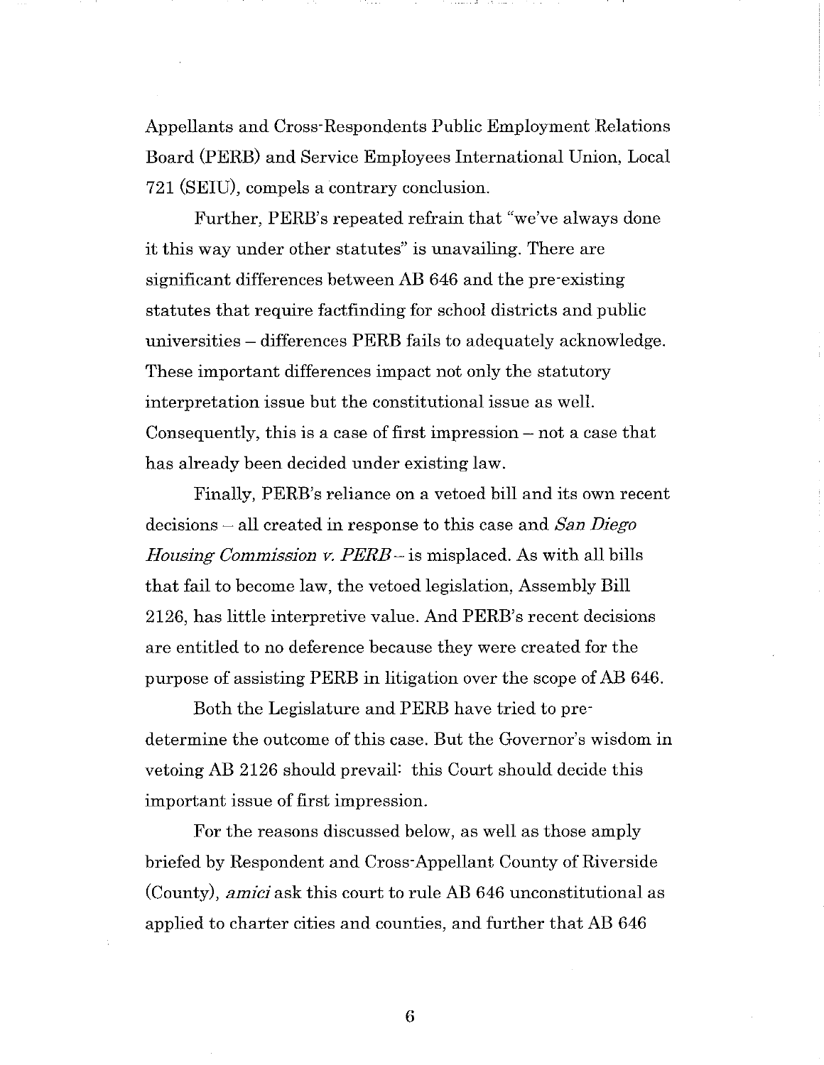Appellants and Cross-Respondents Public Employment Relations Board (PERB) and Service Employees International Union, Local 721 (SEIU), compels a contrary conclusion.

Further, PERB's repeated refrain that "we've always done it this way under other statutes" is unavailing. There are significant differences between AB 646 and the pre-existing statutes that require factfinding for school districts and public universities – differences PERB fails to adequately acknowledge. These important differences impact not only the statutory interpretation issue but the constitutional issue as well. Consequently, this is a case of first impression – not a case that has already been decided under existing law.

Finally, PERB's reliance on a vetoed bill and its own recent decisions – all created in response to this case and *San Diego Housing Commission v. PERB* – is misplaced. As with all bills that fail to become law, the vetoed legislation, Assembly Bill 2126, has little interpretive value. And PERB's recent decisions are entitled to no deference because they were created for the purpose of assisting PERB in litigation over the scope of AB 646.

Both the Legislature and PERB have tried to pre-determine the outcome of this case. But the Governor's wisdom in vetoing AB 2126 should prevail: this Court should decide this important issue of first impression.

For the reasons discussed below, as well as those amply briefed by Respondent and Cross-Appellant County of Riverside (County), *amici* ask this court to rule AB 646 unconstitutional as applied to charter cities and counties, and further that AB 646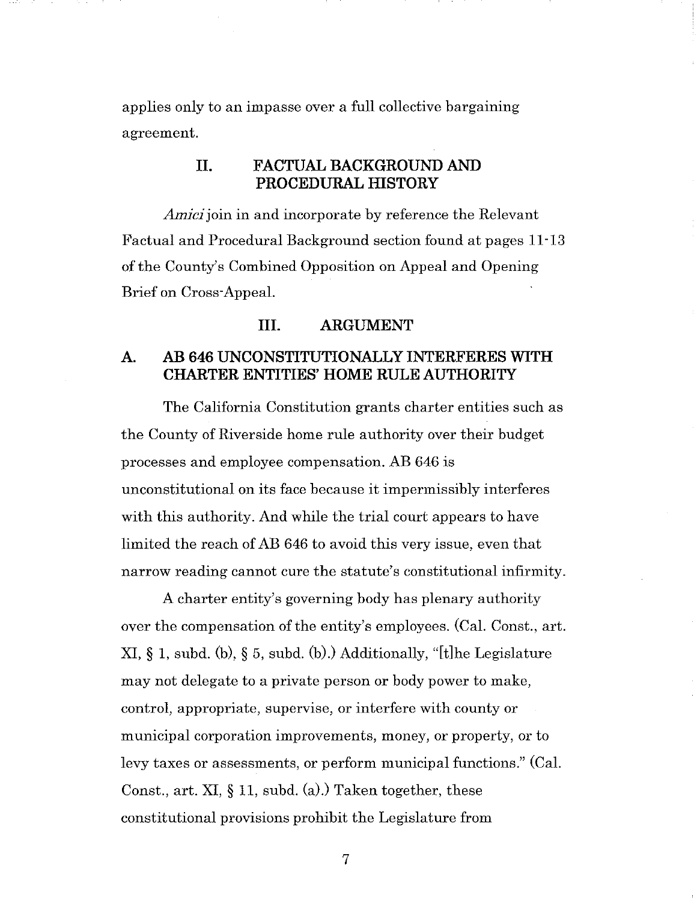applies only to an impasse over a full collective bargaining agreement.

## II. FACTUAL BACKGROUND AND PROCEDURAL HISTORY

*Amici* join in and incorporate by reference the Relevant Factual and Procedural Background section found at pages 11-13 of the County's Combined Opposition on Appeal and Opening Brief on Cross-Appeal.

## III. ARGUMENT

### A. AB 646 UNCONSTITUTIONALLY INTERFERES WITH CHARTER ENTITIES' HOME RULE AUTHORITY

The California Constitution grants charter entities such as the County of Riverside home rule authority over their budget processes and employee compensation. AB 646 is unconstitutional on its face because it impermissibly interferes with this authority. And while the trial court appears to have limited the reach of AB 646 to avoid this very issue, even that narrow reading cannot cure the statute's constitutional infirmity.

A charter entity's governing body has plenary authority over the compensation of the entity's employees. (Cal. Const., art. XI, § 1, subd. (b), § 5, subd. (b).) Additionally, "[t]he Legislature may not delegate to a private person or body power to make, control, appropriate, supervise, or interfere with county or municipal corporation improvements, money, or property, or to levy taxes or assessments, or perform municipal functions." (Cal. Const., art. XI, § 11, subd. (a).) Taken together, these constitutional provisions prohibit the Legislature from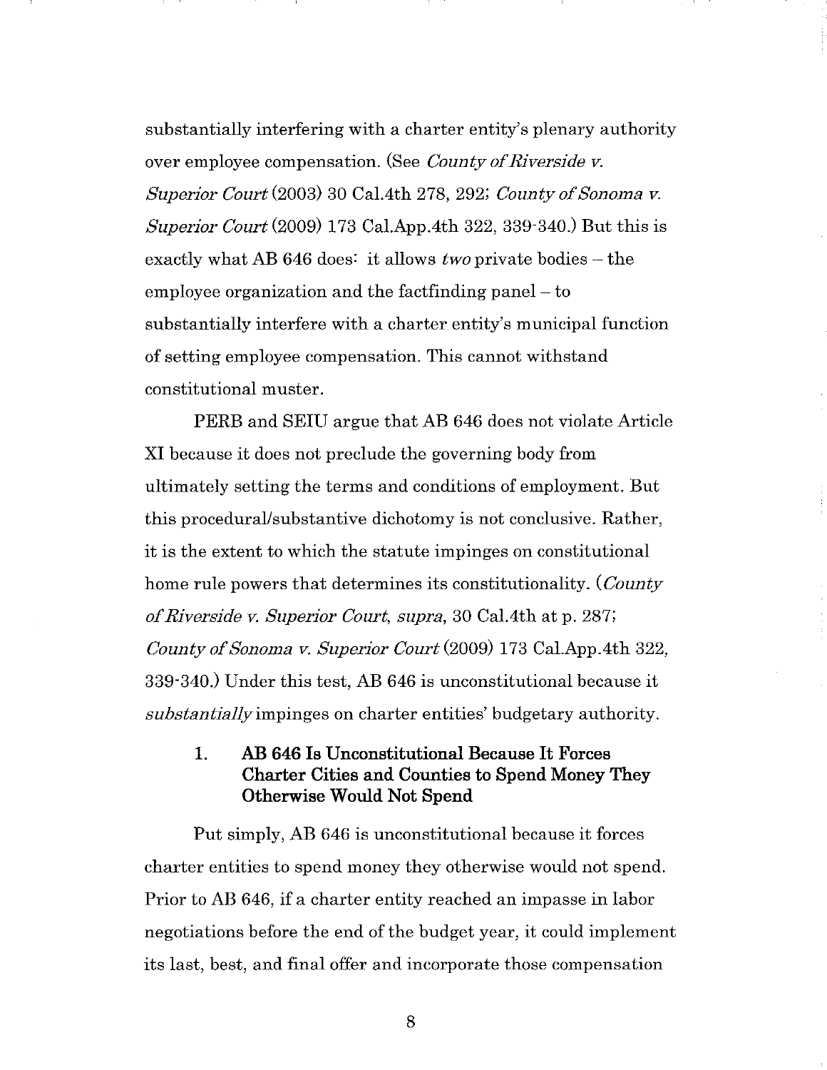substantially interfering with a charter entity's plenary authority over employee compensation. (See *County of Riverside v. Superior Court* (2003) 30 Cal.4th 278, 292; *County of Sonoma v. Superior Court* (2009) 173 Cal.App.4th 322, 339-340.) But this is exactly what AB 646 does: it allows *two* private bodies – the employee organization and the factfinding panel – to substantially interfere with a charter entity's municipal function of setting employee compensation. This cannot withstand constitutional muster.

PERB and SEIU argue that AB 646 does not violate Article XI because it does not preclude the governing body from ultimately setting the terms and conditions of employment. But this procedural/substantive dichotomy is not conclusive. Rather, it is the extent to which the statute impinges on constitutional home rule powers that determines its constitutionality. (*County of Riverside v. Superior Court, supra*, 30 Cal.4th at p. 287; *County of Sonoma v. Superior Court* (2009) 173 Cal.App.4th 322, 339-340.) Under this test, AB 646 is unconstitutional because it *substantially* impinges on charter entities' budgetary authority.

### 1. AB 646 Is Unconstitutional Because It Forces Charter Cities and Counties to Spend Money They Otherwise Would Not Spend

Put simply, AB 646 is unconstitutional because it forces charter entities to spend money they otherwise would not spend. Prior to AB 646, if a charter entity reached an impasse in labor negotiations before the end of the budget year, it could implement its last, best, and final offer and incorporate those compensation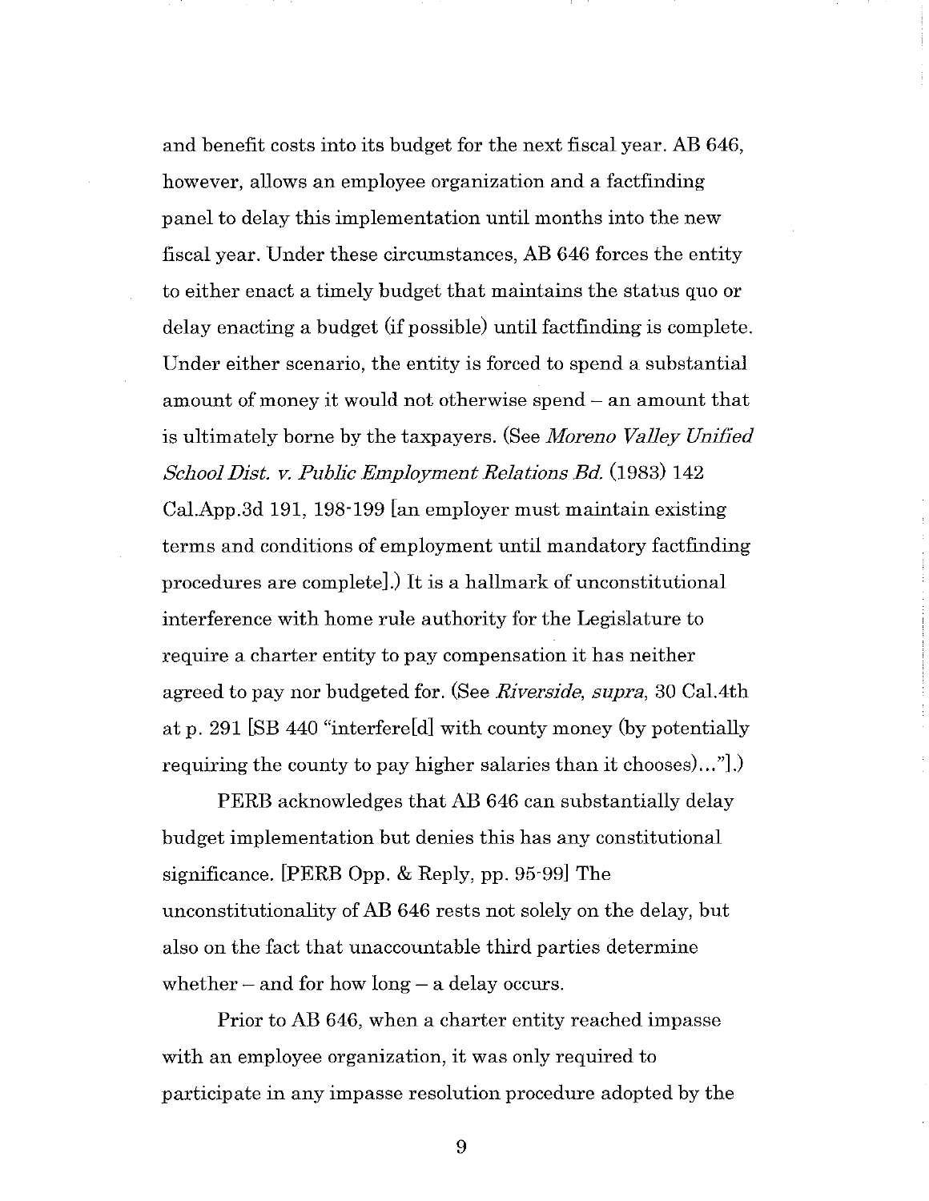and benefit costs into its budget for the next fiscal year. AB 646, however, allows an employee organization and a factfinding panel to delay this implementation until months into the new fiscal year. Under these circumstances, AB 646 forces the entity to either enact a timely budget that maintains the status quo or delay enacting a budget (if possible) until factfinding is complete. Under either scenario, the entity is forced to spend a substantial amount of money it would not otherwise spend – an amount that is ultimately borne by the taxpayers. (See *Moreno Valley Unified School Dist. v. Public Employment Relations Bd.* (1983) 142 Cal.App.3d 191, 198-199 [an employer must maintain existing terms and conditions of employment until mandatory factfinding procedures are complete].) It is a hallmark of unconstitutional interference with home rule authority for the Legislature to require a charter entity to pay compensation it has neither agreed to pay nor budgeted for. (See *Riverside, supra*, 30 Cal.4th at p. 291 [SB 440 "interfere[d] with county money (by potentially requiring the county to pay higher salaries than it chooses)…"].)

PERB acknowledges that AB 646 can substantially delay budget implementation but denies this has any constitutional significance. [PERB Opp. & Reply, pp. 95-99] The unconstitutionality of AB 646 rests not solely on the delay, but also on the fact that unaccountable third parties determine whether – and for how long – a delay occurs.

Prior to AB 646, when a charter entity reached impasse with an employee organization, it was only required to participate in any impasse resolution procedure adopted by the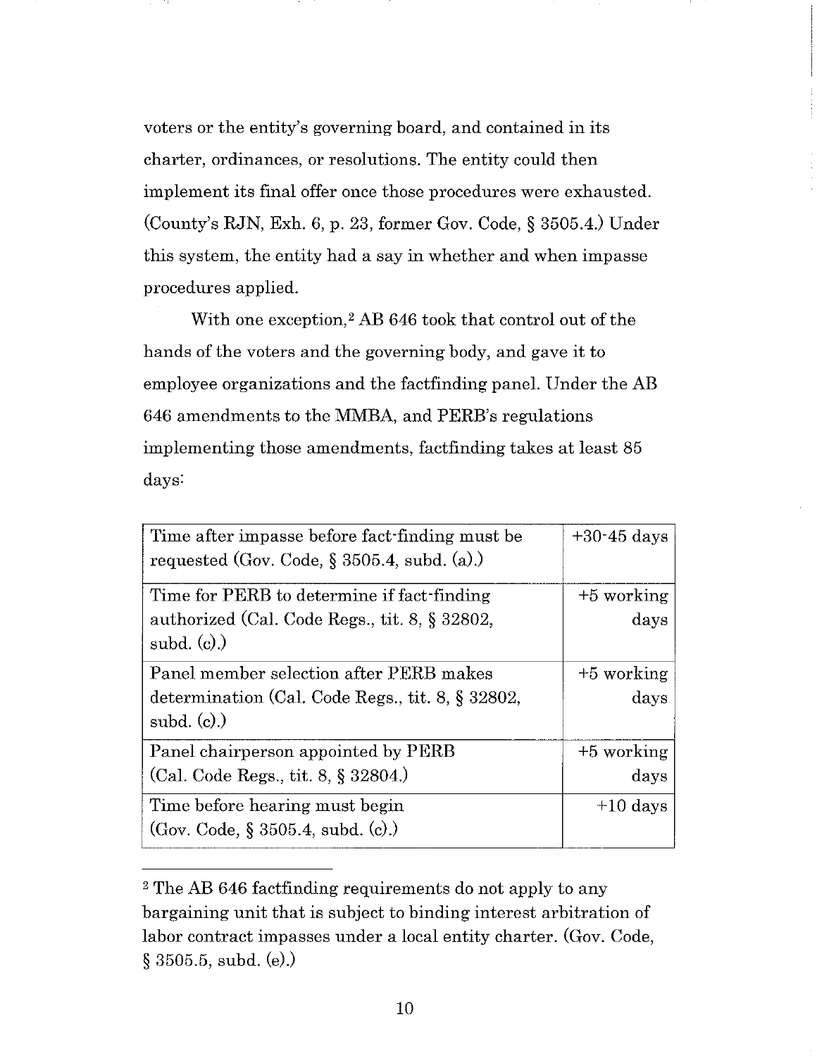voters or the entity's governing board, and contained in its charter, ordinances, or resolutions. The entity could then implement its final offer once those procedures were exhausted. (County's RJN, Exh. 6, p. 23, former Gov. Code, § 3505.4.) Under this system, the entity had a say in whether and when impasse procedures applied.

With one exception,[2] AB 646 took that control out of the hands of the voters and the governing body, and gave it to employee organizations and the factfinding panel. Under the AB 646 amendments to the MMBA, and PERB's regulations implementing those amendments, factfinding takes at least 85 days:

| | |
|---|---|
| Time after impasse before fact-finding must be requested (Gov. Code, § 3505.4, subd. (a).) | +30-45 days |
| Time for PERB to determine if fact-finding authorized (Cal. Code Regs., tit. 8, § 32802, subd. (c).) | +5 working days |
| Panel member selection after PERB makes determination (Cal. Code Regs., tit. 8, § 32802, subd. (c).) | +5 working days |
| Panel chairperson appointed by PERB (Cal. Code Regs., tit. 8, § 32804.) | +5 working days |
| Time before hearing must begin (Gov. Code, § 3505.4, subd. (c).) | +10 days |

[2] The AB 646 factfinding requirements do not apply to any bargaining unit that is subject to binding interest arbitration of labor contract impasses under a local entity charter. (Gov. Code, § 3505.5, subd. (e).)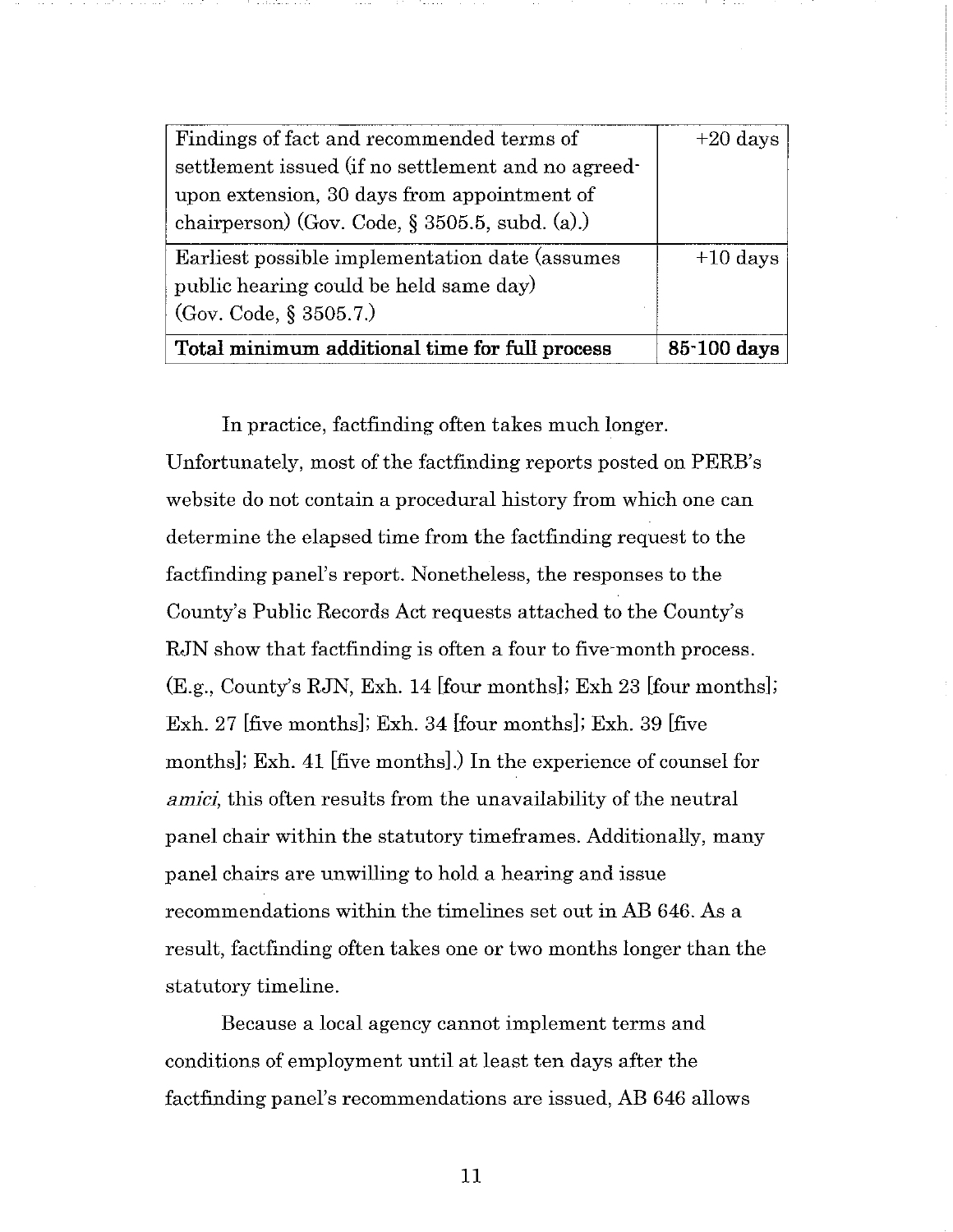| | |
|---|---|
| Findings of fact and recommended terms of settlement issued (if no settlement and no agreed-upon extension, 30 days from appointment of chairperson) (Gov. Code, § 3505.5, subd. (a).) | +20 days |
| Earliest possible implementation date (assumes public hearing could be held same day) (Gov. Code, § 3505.7.) | +10 days |
| **Total minimum additional time for full process** | **85-100 days** |

In practice, factfinding often takes much longer. Unfortunately, most of the factfinding reports posted on PERB's website do not contain a procedural history from which one can determine the elapsed time from the factfinding request to the factfinding panel's report. Nonetheless, the responses to the County's Public Records Act requests attached to the County's RJN show that factfinding is often a four to five-month process. (E.g., County's RJN, Exh. 14 [four months]; Exh 23 [four months]; Exh. 27 [five months]; Exh. 34 [four months]; Exh. 39 [five months]; Exh. 41 [five months].) In the experience of counsel for *amici*, this often results from the unavailability of the neutral panel chair within the statutory timeframes. Additionally, many panel chairs are unwilling to hold a hearing and issue recommendations within the timelines set out in AB 646. As a result, factfinding often takes one or two months longer than the statutory timeline.

Because a local agency cannot implement terms and conditions of employment until at least ten days after the factfinding panel's recommendations are issued, AB 646 allows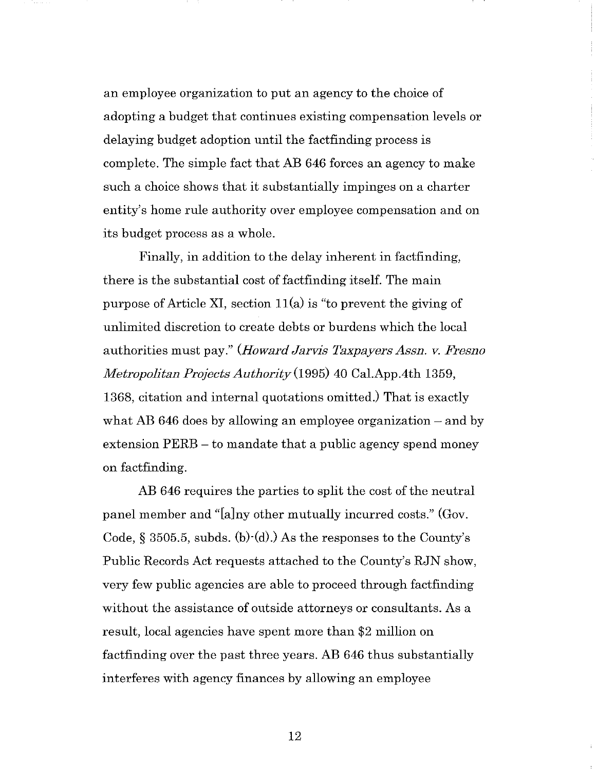an employee organization to put an agency to the choice of adopting a budget that continues existing compensation levels or delaying budget adoption until the factfinding process is complete. The simple fact that AB 646 forces an agency to make such a choice shows that it substantially impinges on a charter entity's home rule authority over employee compensation and on its budget process as a whole.

Finally, in addition to the delay inherent in factfinding, there is the substantial cost of factfinding itself. The main purpose of Article XI, section 11(a) is "to prevent the giving of unlimited discretion to create debts or burdens which the local authorities must pay." (*Howard Jarvis Taxpayers Assn. v. Fresno Metropolitan Projects Authority* (1995) 40 Cal.App.4th 1359, 1368, citation and internal quotations omitted.) That is exactly what AB 646 does by allowing an employee organization – and by extension PERB – to mandate that a public agency spend money on factfinding.

AB 646 requires the parties to split the cost of the neutral panel member and "[a]ny other mutually incurred costs." (Gov. Code, § 3505.5, subds. (b)-(d).) As the responses to the County's Public Records Act requests attached to the County's RJN show, very few public agencies are able to proceed through factfinding without the assistance of outside attorneys or consultants. As a result, local agencies have spent more than $2 million on factfinding over the past three years. AB 646 thus substantially interferes with agency finances by allowing an employee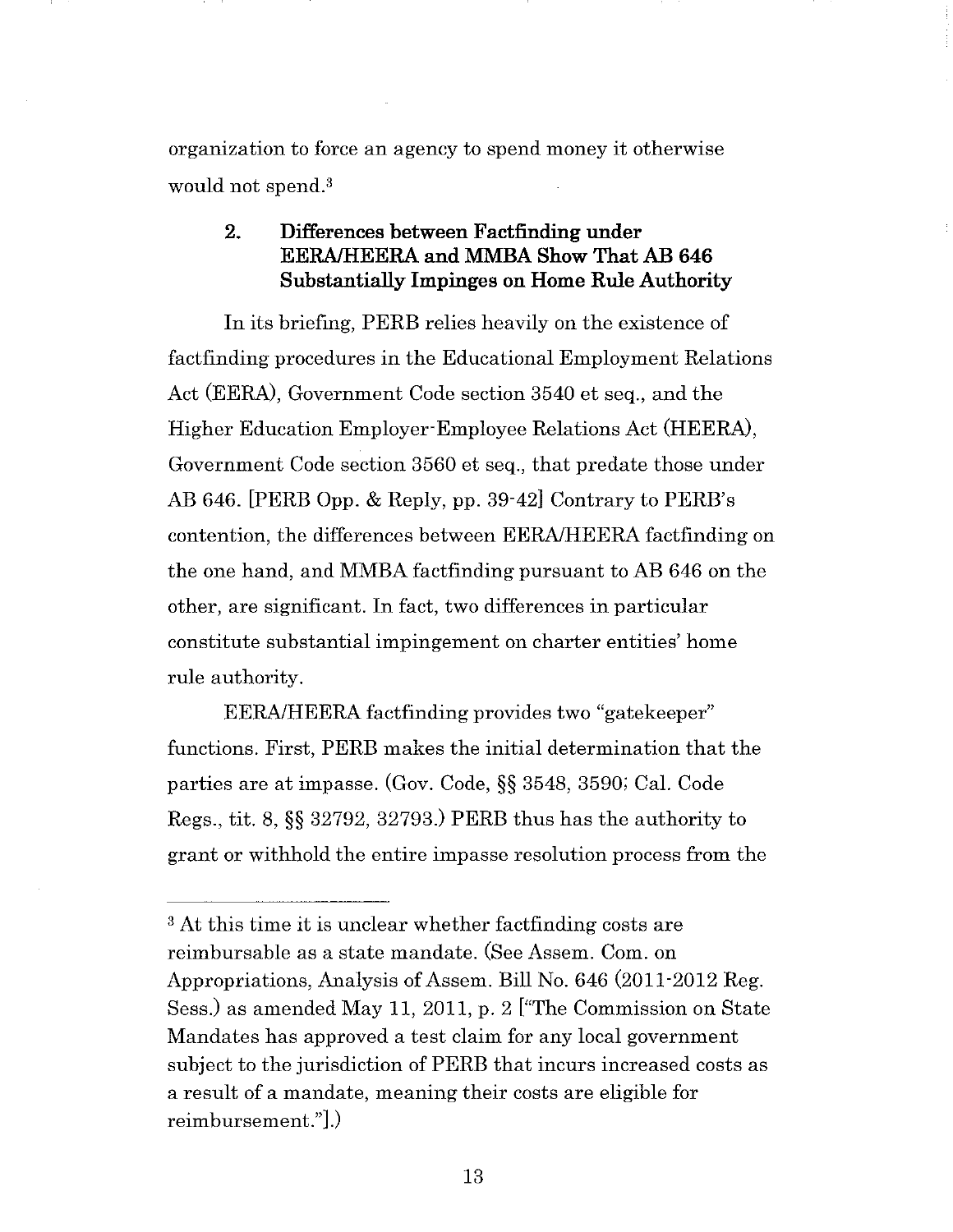organization to force an agency to spend money it otherwise would not spend.[3]

### 2. Differences between Factfinding under EERA/HEERA and MMBA Show That AB 646 Substantially Impinges on Home Rule Authority

In its briefing, PERB relies heavily on the existence of factfinding procedures in the Educational Employment Relations Act (EERA), Government Code section 3540 et seq., and the Higher Education Employer-Employee Relations Act (HEERA), Government Code section 3560 et seq., that predate those under AB 646. [PERB Opp. & Reply, pp. 39-42] Contrary to PERB's contention, the differences between EERA/HEERA factfinding on the one hand, and MMBA factfinding pursuant to AB 646 on the other, are significant. In fact, two differences in particular constitute substantial impingement on charter entities' home rule authority.

EERA/HEERA factfinding provides two "gatekeeper" functions. First, PERB makes the initial determination that the parties are at impasse. (Gov. Code, §§ 3548, 3590; Cal. Code Regs., tit. 8, §§ 32792, 32793.) PERB thus has the authority to grant or withhold the entire impasse resolution process from the

---

[3] At this time it is unclear whether factfinding costs are reimbursable as a state mandate. (See Assem. Com. on Appropriations, Analysis of Assem. Bill No. 646 (2011-2012 Reg. Sess.) as amended May 11, 2011, p. 2 ["The Commission on State Mandates has approved a test claim for any local government subject to the jurisdiction of PERB that incurs increased costs as a result of a mandate, meaning their costs are eligible for reimbursement."].)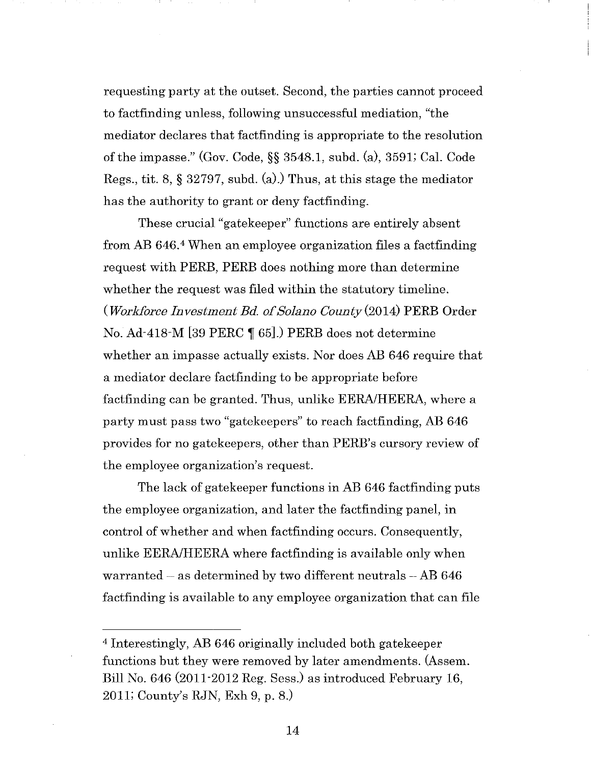requesting party at the outset. Second, the parties cannot proceed to factfinding unless, following unsuccessful mediation, "the mediator declares that factfinding is appropriate to the resolution of the impasse." (Gov. Code, §§ 3548.1, subd. (a), 3591; Cal. Code Regs., tit. 8, § 32797, subd. (a).) Thus, at this stage the mediator has the authority to grant or deny factfinding.

These crucial "gatekeeper" functions are entirely absent from AB 646.[4] When an employee organization files a factfinding request with PERB, PERB does nothing more than determine whether the request was filed within the statutory timeline. (*Workforce Investment Bd. of Solano County* (2014) PERB Order No. Ad-418-M [39 PERC ¶ 65].) PERB does not determine whether an impasse actually exists. Nor does AB 646 require that a mediator declare factfinding to be appropriate before factfinding can be granted. Thus, unlike EERA/HEERA, where a party must pass two "gatekeepers" to reach factfinding, AB 646 provides for no gatekeepers, other than PERB's cursory review of the employee organization's request.

The lack of gatekeeper functions in AB 646 factfinding puts the employee organization, and later the factfinding panel, in control of whether and when factfinding occurs. Consequently, unlike EERA/HEERA where factfinding is available only when warranted – as determined by two different neutrals – AB 646 factfinding is available to any employee organization that can file

---

[4] Interestingly, AB 646 originally included both gatekeeper functions but they were removed by later amendments. (Assem. Bill No. 646 (2011-2012 Reg. Sess.) as introduced February 16, 2011; County's RJN, Exh 9, p. 8.)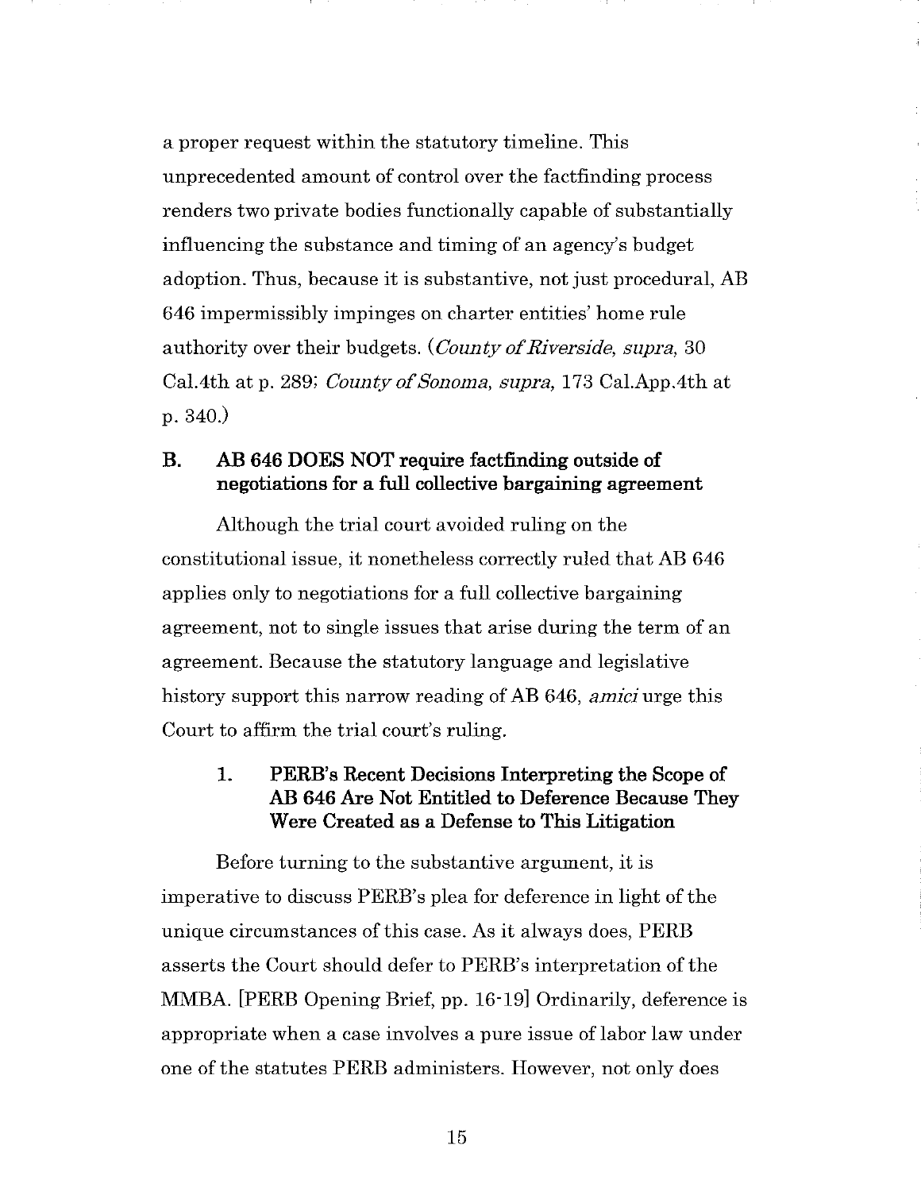a proper request within the statutory timeline. This unprecedented amount of control over the factfinding process renders two private bodies functionally capable of substantially influencing the substance and timing of an agency's budget adoption. Thus, because it is substantive, not just procedural, AB 646 impermissibly impinges on charter entities' home rule authority over their budgets. (*County of Riverside, supra*, 30 Cal.4th at p. 289; *County of Sonoma, supra*, 173 Cal.App.4th at p. 340.)

## B. AB 646 DOES NOT require factfinding outside of negotiations for a full collective bargaining agreement

Although the trial court avoided ruling on the constitutional issue, it nonetheless correctly ruled that AB 646 applies only to negotiations for a full collective bargaining agreement, not to single issues that arise during the term of an agreement. Because the statutory language and legislative history support this narrow reading of AB 646, *amici* urge this Court to affirm the trial court's ruling.

### 1. PERB's Recent Decisions Interpreting the Scope of AB 646 Are Not Entitled to Deference Because They Were Created as a Defense to This Litigation

Before turning to the substantive argument, it is imperative to discuss PERB's plea for deference in light of the unique circumstances of this case. As it always does, PERB asserts the Court should defer to PERB's interpretation of the MMBA. [PERB Opening Brief, pp. 16-19] Ordinarily, deference is appropriate when a case involves a pure issue of labor law under one of the statutes PERB administers. However, not only does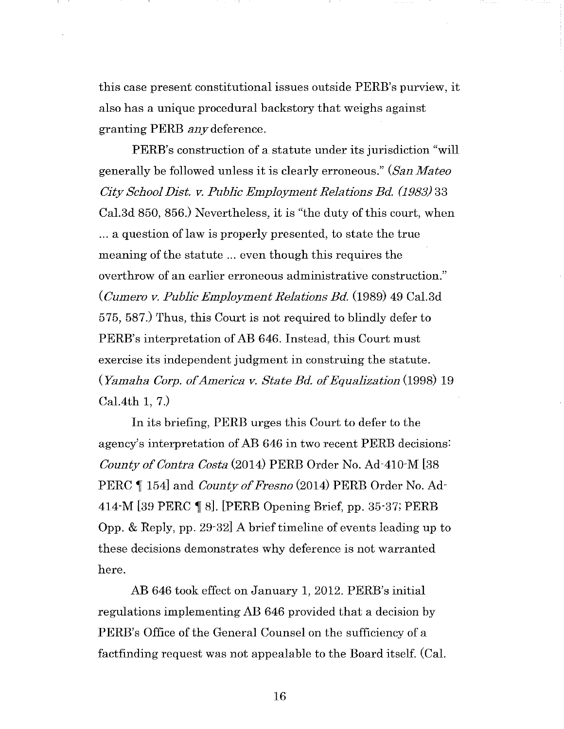this case present constitutional issues outside PERB's purview, it also has a unique procedural backstory that weighs against granting PERB *any* deference.

PERB's construction of a statute under its jurisdiction "will generally be followed unless it is clearly erroneous." (*San Mateo City School Dist. v. Public Employment Relations Bd. (1983)* 33 Cal.3d 850, 856.) Nevertheless, it is "the duty of this court, when ... a question of law is properly presented, to state the true meaning of the statute ... even though this requires the overthrow of an earlier erroneous administrative construction." (*Cumero v. Public Employment Relations Bd.* (1989) 49 Cal.3d 575, 587.) Thus, this Court is not required to blindly defer to PERB's interpretation of AB 646. Instead, this Court must exercise its independent judgment in construing the statute. (*Yamaha Corp. of America v. State Bd. of Equalization* (1998) 19 Cal.4th 1, 7.)

In its briefing, PERB urges this Court to defer to the agency's interpretation of AB 646 in two recent PERB decisions: *County of Contra Costa* (2014) PERB Order No. Ad-410-M [38 PERC ¶ 154] and *County of Fresno* (2014) PERB Order No. Ad-414-M [39 PERC ¶ 8]. [PERB Opening Brief, pp. 35-37; PERB Opp. & Reply, pp. 29-32] A brief timeline of events leading up to these decisions demonstrates why deference is not warranted here.

AB 646 took effect on January 1, 2012. PERB's initial regulations implementing AB 646 provided that a decision by PERB's Office of the General Counsel on the sufficiency of a factfinding request was not appealable to the Board itself. (Cal.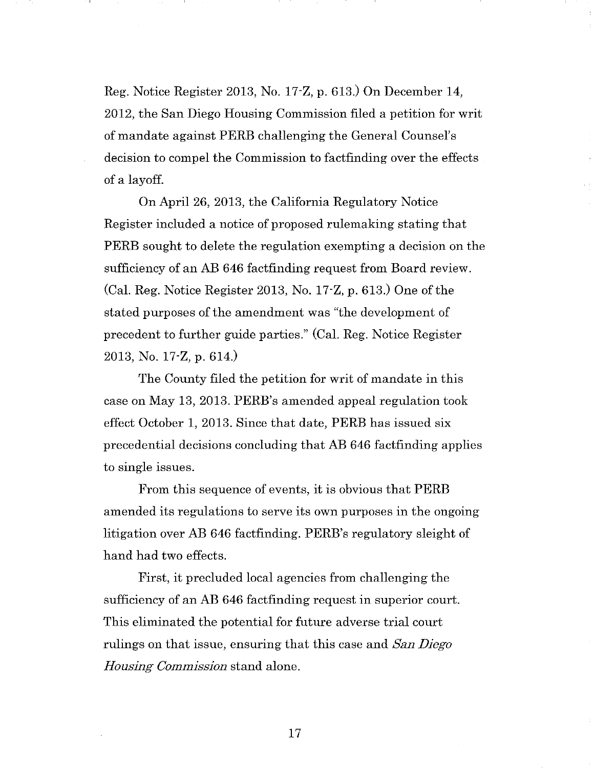Reg. Notice Register 2013, No. 17-Z, p. 613.) On December 14, 2012, the San Diego Housing Commission filed a petition for writ of mandate against PERB challenging the General Counsel's decision to compel the Commission to factfinding over the effects of a layoff.

On April 26, 2013, the California Regulatory Notice Register included a notice of proposed rulemaking stating that PERB sought to delete the regulation exempting a decision on the sufficiency of an AB 646 factfinding request from Board review. (Cal. Reg. Notice Register 2013, No. 17-Z, p. 613.) One of the stated purposes of the amendment was "the development of precedent to further guide parties." (Cal. Reg. Notice Register 2013, No. 17-Z, p. 614.)

The County filed the petition for writ of mandate in this case on May 13, 2013. PERB's amended appeal regulation took effect October 1, 2013. Since that date, PERB has issued six precedential decisions concluding that AB 646 factfinding applies to single issues.

From this sequence of events, it is obvious that PERB amended its regulations to serve its own purposes in the ongoing litigation over AB 646 factfinding. PERB's regulatory sleight of hand had two effects.

First, it precluded local agencies from challenging the sufficiency of an AB 646 factfinding request in superior court. This eliminated the potential for future adverse trial court rulings on that issue, ensuring that this case and *San Diego Housing Commission* stand alone.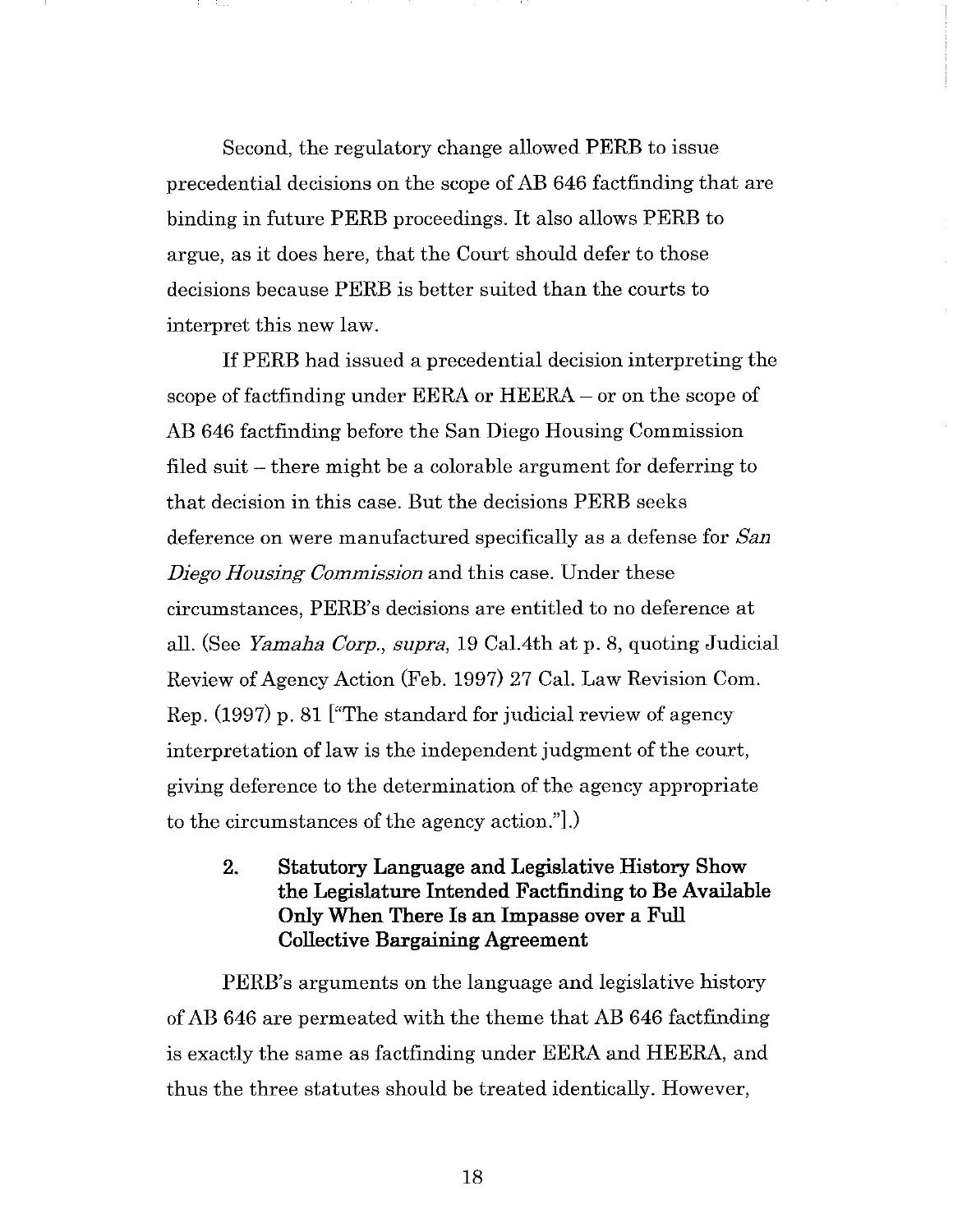Second, the regulatory change allowed PERB to issue precedential decisions on the scope of AB 646 factfinding that are binding in future PERB proceedings. It also allows PERB to argue, as it does here, that the Court should defer to those decisions because PERB is better suited than the courts to interpret this new law.

If PERB had issued a precedential decision interpreting the scope of factfinding under EERA or HEERA – or on the scope of AB 646 factfinding before the San Diego Housing Commission filed suit – there might be a colorable argument for deferring to that decision in this case. But the decisions PERB seeks deference on were manufactured specifically as a defense for *San Diego Housing Commission* and this case. Under these circumstances, PERB's decisions are entitled to no deference at all. (See *Yamaha Corp., supra*, 19 Cal.4th at p. 8, quoting Judicial Review of Agency Action (Feb. 1997) 27 Cal. Law Revision Com. Rep. (1997) p. 81 ["The standard for judicial review of agency interpretation of law is the independent judgment of the court, giving deference to the determination of the agency appropriate to the circumstances of the agency action."].)

### 2. Statutory Language and Legislative History Show the Legislature Intended Factfinding to Be Available Only When There Is an Impasse over a Full Collective Bargaining Agreement

PERB's arguments on the language and legislative history of AB 646 are permeated with the theme that AB 646 factfinding is exactly the same as factfinding under EERA and HEERA, and thus the three statutes should be treated identically. However,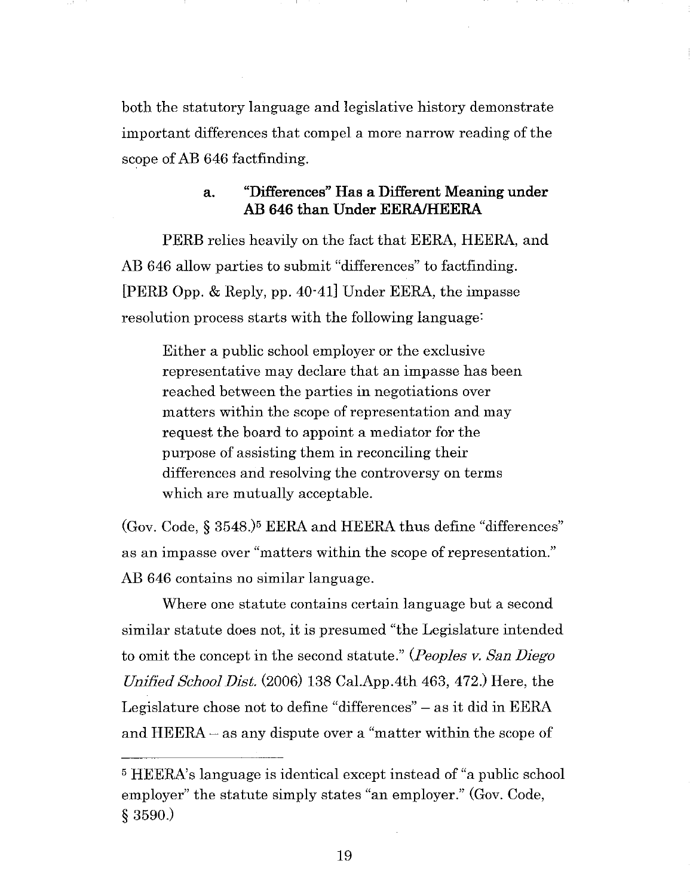both the statutory language and legislative history demonstrate important differences that compel a more narrow reading of the scope of AB 646 factfinding.

#### a. "Differences" Has a Different Meaning under AB 646 than Under EERA/HEERA

PERB relies heavily on the fact that EERA, HEERA, and AB 646 allow parties to submit "differences" to factfinding. [PERB Opp. & Reply, pp. 40-41] Under EERA, the impasse resolution process starts with the following language:

> Either a public school employer or the exclusive representative may declare that an impasse has been reached between the parties in negotiations over matters within the scope of representation and may request the board to appoint a mediator for the purpose of assisting them in reconciling their differences and resolving the controversy on terms which are mutually acceptable.

(Gov. Code, § 3548.)[5] EERA and HEERA thus define "differences" as an impasse over "matters within the scope of representation." AB 646 contains no similar language.

Where one statute contains certain language but a second similar statute does not, it is presumed "the Legislature intended to omit the concept in the second statute." (*Peoples v. San Diego Unified School Dist.* (2006) 138 Cal.App.4th 463, 472.) Here, the Legislature chose not to define "differences" – as it did in EERA and HEERA – as any dispute over a "matter within the scope of

---

[5] HEERA's language is identical except instead of "a public school employer" the statute simply states "an employer." (Gov. Code, § 3590.)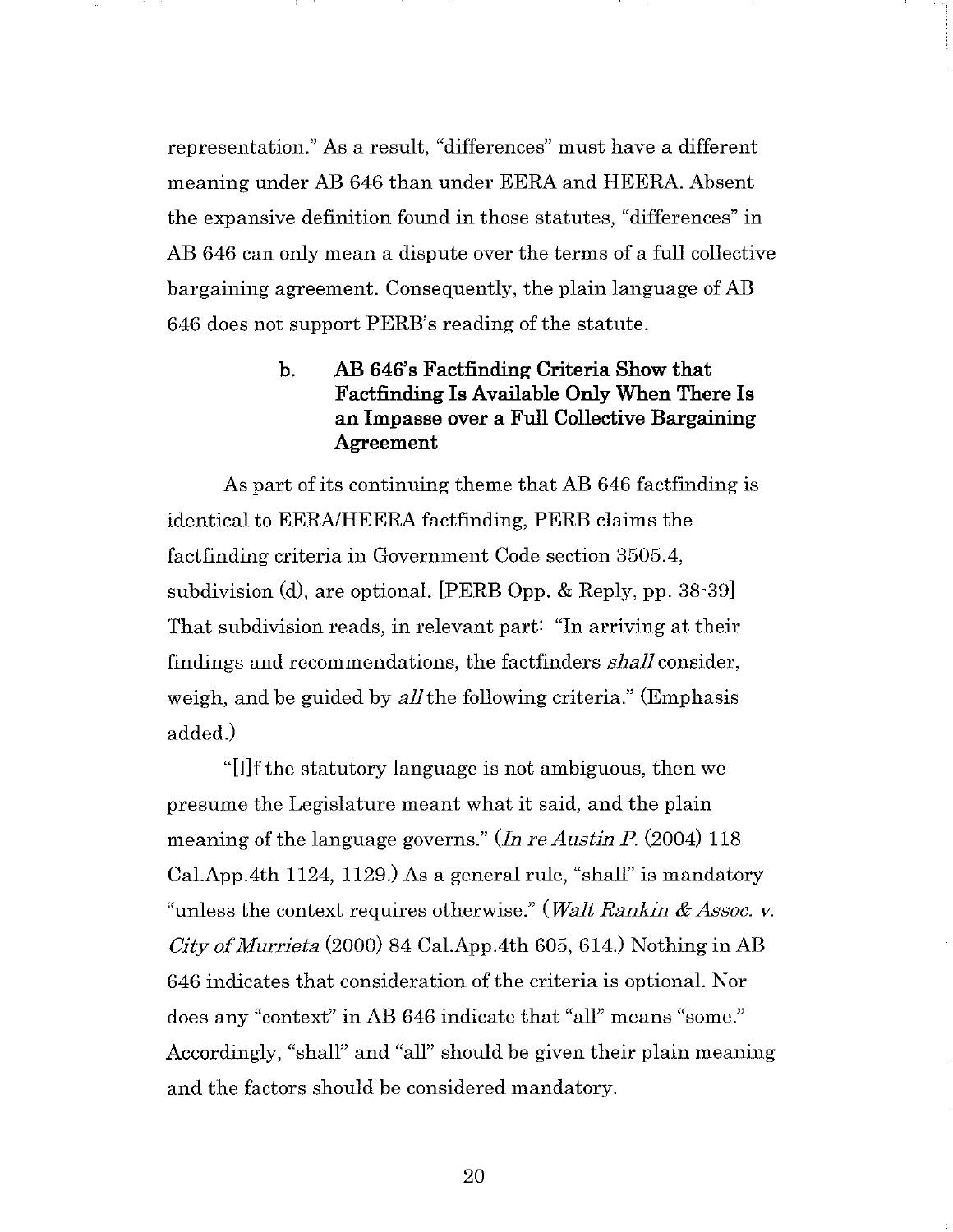representation." As a result, "differences" must have a different meaning under AB 646 than under EERA and HEERA. Absent the expansive definition found in those statutes, "differences" in AB 646 can only mean a dispute over the terms of a full collective bargaining agreement. Consequently, the plain language of AB 646 does not support PERB's reading of the statute.

### b. AB 646's Factfinding Criteria Show that Factfinding Is Available Only When There Is an Impasse over a Full Collective Bargaining Agreement

As part of its continuing theme that AB 646 factfinding is identical to EERA/HEERA factfinding, PERB claims the factfinding criteria in Government Code section 3505.4, subdivision (d), are optional. [PERB Opp. & Reply, pp. 38-39] That subdivision reads, in relevant part: "In arriving at their findings and recommendations, the factfinders *shall* consider, weigh, and be guided by *all* the following criteria." (Emphasis added.)

"[I]f the statutory language is not ambiguous, then we presume the Legislature meant what it said, and the plain meaning of the language governs." (*In re Austin P.* (2004) 118 Cal.App.4th 1124, 1129.) As a general rule, "shall" is mandatory "unless the context requires otherwise." (*Walt Rankin & Assoc. v. City of Murrieta* (2000) 84 Cal.App.4th 605, 614.) Nothing in AB 646 indicates that consideration of the criteria is optional. Nor does any "context" in AB 646 indicate that "all" means "some." Accordingly, "shall" and "all" should be given their plain meaning and the factors should be considered mandatory.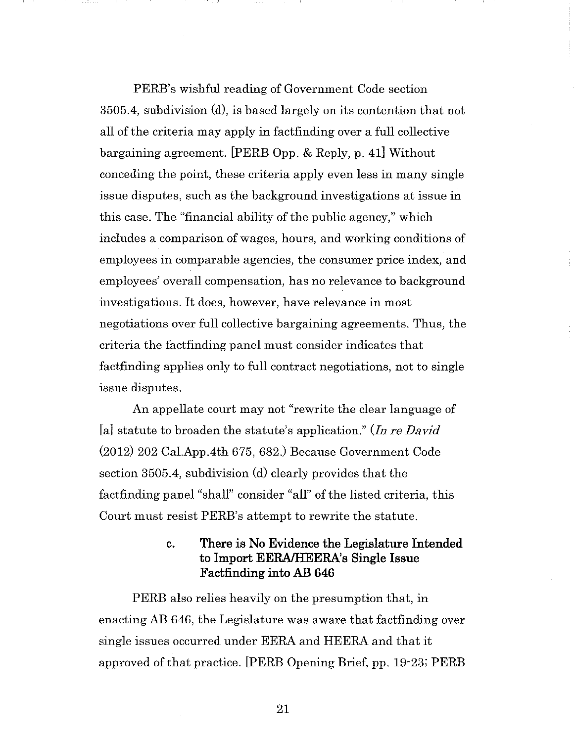PERB's wishful reading of Government Code section 3505.4, subdivision (d), is based largely on its contention that not all of the criteria may apply in factfinding over a full collective bargaining agreement. [PERB Opp. & Reply, p. 41] Without conceding the point, these criteria apply even less in many single issue disputes, such as the background investigations at issue in this case. The "financial ability of the public agency," which includes a comparison of wages, hours, and working conditions of employees in comparable agencies, the consumer price index, and employees' overall compensation, has no relevance to background investigations. It does, however, have relevance in most negotiations over full collective bargaining agreements. Thus, the criteria the factfinding panel must consider indicates that factfinding applies only to full contract negotiations, not to single issue disputes.

An appellate court may not "rewrite the clear language of [a] statute to broaden the statute's application." (*In re David* (2012) 202 Cal.App.4th 675, 682.) Because Government Code section 3505.4, subdivision (d) clearly provides that the factfinding panel "shall" consider "all" of the listed criteria, this Court must resist PERB's attempt to rewrite the statute.

### c. There is No Evidence the Legislature Intended to Import EERA/HEERA's Single Issue Factfinding into AB 646

PERB also relies heavily on the presumption that, in enacting AB 646, the Legislature was aware that factfinding over single issues occurred under EERA and HEERA and that it approved of that practice. [PERB Opening Brief, pp. 19-23; PERB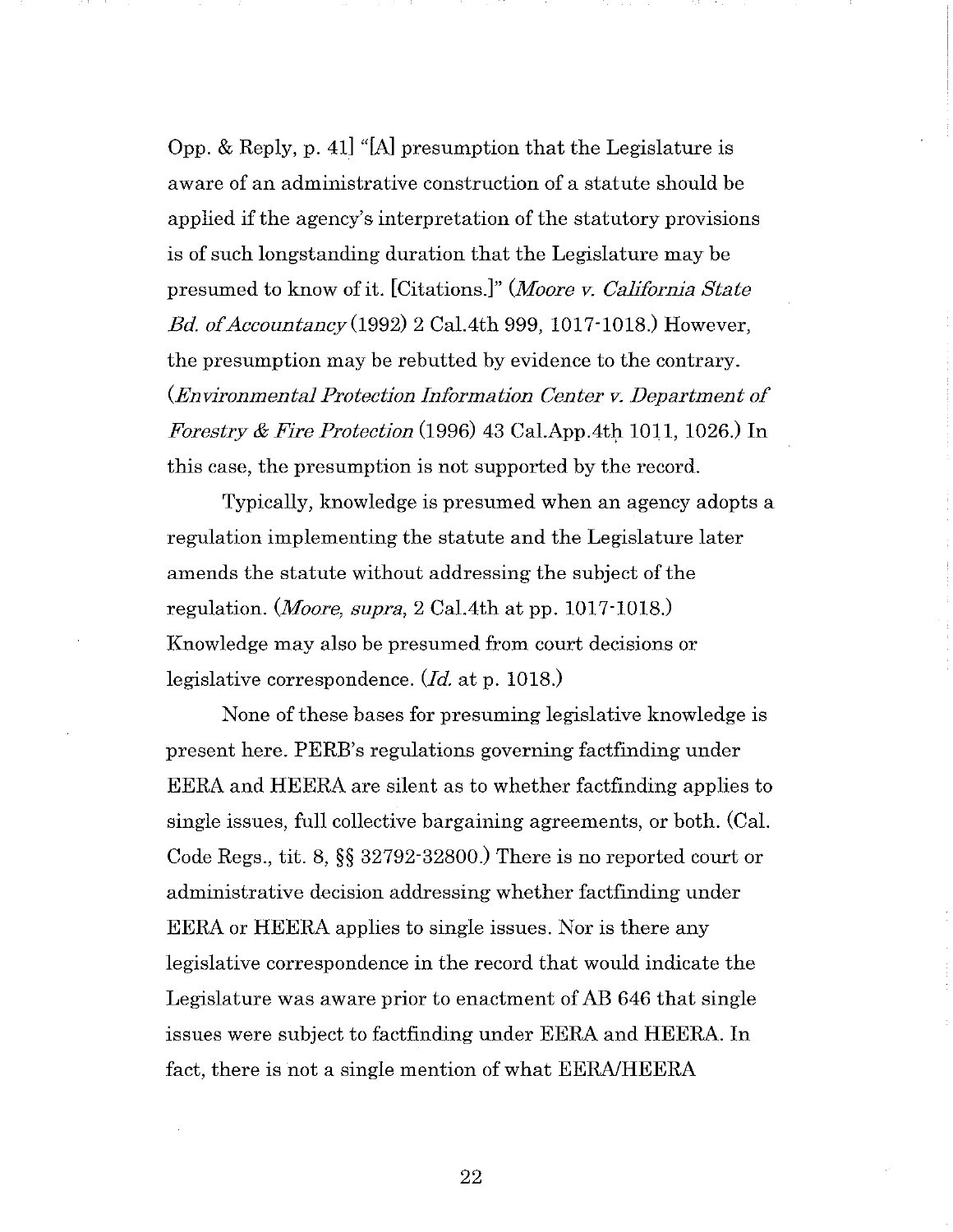Opp. & Reply, p. 41] "[A] presumption that the Legislature is aware of an administrative construction of a statute should be applied if the agency's interpretation of the statutory provisions is of such longstanding duration that the Legislature may be presumed to know of it. [Citations.]" (*Moore v. California State Bd. of Accountancy* (1992) 2 Cal.4th 999, 1017-1018.) However, the presumption may be rebutted by evidence to the contrary. (*Environmental Protection Information Center v. Department of Forestry & Fire Protection* (1996) 43 Cal.App.4th 1011, 1026.) In this case, the presumption is not supported by the record.

Typically, knowledge is presumed when an agency adopts a regulation implementing the statute and the Legislature later amends the statute without addressing the subject of the regulation. (*Moore, supra,* 2 Cal.4th at pp. 1017-1018.) Knowledge may also be presumed from court decisions or legislative correspondence. (*Id.* at p. 1018.)

None of these bases for presuming legislative knowledge is present here. PERB's regulations governing factfinding under EERA and HEERA are silent as to whether factfinding applies to single issues, full collective bargaining agreements, or both. (Cal. Code Regs., tit. 8, §§ 32792-32800.) There is no reported court or administrative decision addressing whether factfinding under EERA or HEERA applies to single issues. Nor is there any legislative correspondence in the record that would indicate the Legislature was aware prior to enactment of AB 646 that single issues were subject to factfinding under EERA and HEERA. In fact, there is not a single mention of what EERA/HEERA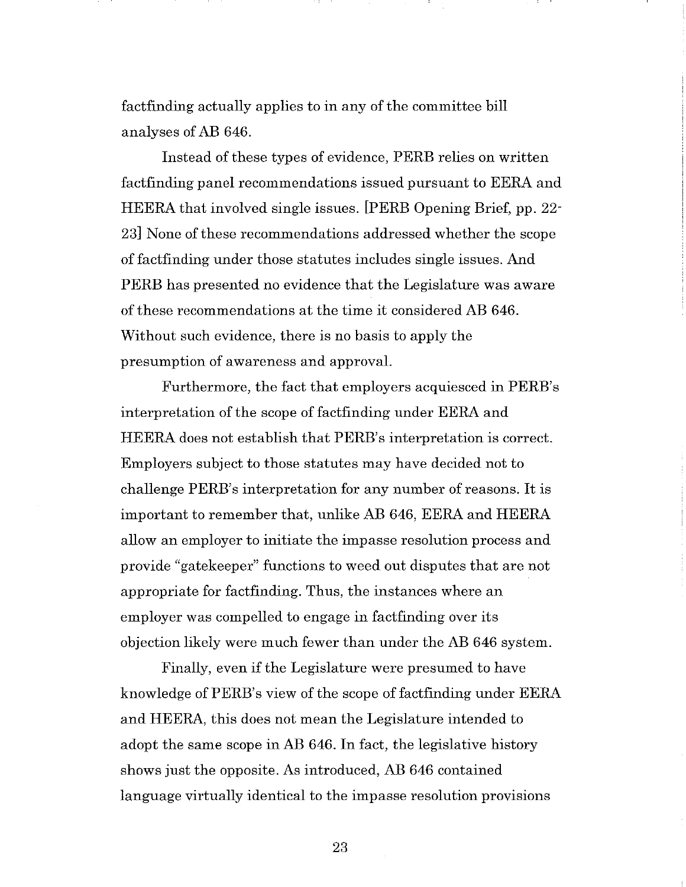factfinding actually applies to in any of the committee bill analyses of AB 646.

Instead of these types of evidence, PERB relies on written factfinding panel recommendations issued pursuant to EERA and HEERA that involved single issues. [PERB Opening Brief, pp. 22-23] None of these recommendations addressed whether the scope of factfinding under those statutes includes single issues. And PERB has presented no evidence that the Legislature was aware of these recommendations at the time it considered AB 646. Without such evidence, there is no basis to apply the presumption of awareness and approval.

Furthermore, the fact that employers acquiesced in PERB's interpretation of the scope of factfinding under EERA and HEERA does not establish that PERB's interpretation is correct. Employers subject to those statutes may have decided not to challenge PERB's interpretation for any number of reasons. It is important to remember that, unlike AB 646, EERA and HEERA allow an employer to initiate the impasse resolution process and provide "gatekeeper" functions to weed out disputes that are not appropriate for factfinding. Thus, the instances where an employer was compelled to engage in factfinding over its objection likely were much fewer than under the AB 646 system.

Finally, even if the Legislature were presumed to have knowledge of PERB's view of the scope of factfinding under EERA and HEERA, this does not mean the Legislature intended to adopt the same scope in AB 646. In fact, the legislative history shows just the opposite. As introduced, AB 646 contained language virtually identical to the impasse resolution provisions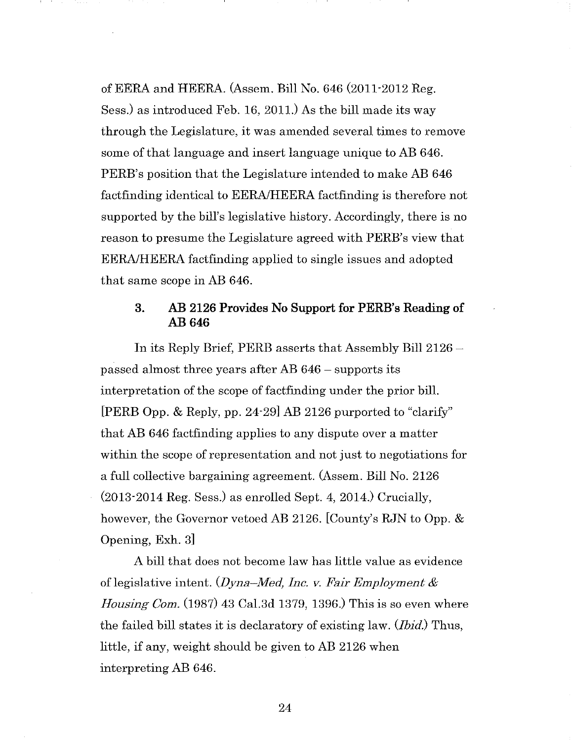of EERA and HEERA. (Assem. Bill No. 646 (2011-2012 Reg. Sess.) as introduced Feb. 16, 2011.) As the bill made its way through the Legislature, it was amended several times to remove some of that language and insert language unique to AB 646. PERB's position that the Legislature intended to make AB 646 factfinding identical to EERA/HEERA factfinding is therefore not supported by the bill's legislative history. Accordingly, there is no reason to presume the Legislature agreed with PERB's view that EERA/HEERA factfinding applied to single issues and adopted that same scope in AB 646.

### 3. AB 2126 Provides No Support for PERB's Reading of AB 646

In its Reply Brief, PERB asserts that Assembly Bill 2126 – passed almost three years after AB 646 – supports its interpretation of the scope of factfinding under the prior bill. [PERB Opp. & Reply, pp. 24-29] AB 2126 purported to "clarify" that AB 646 factfinding applies to any dispute over a matter within the scope of representation and not just to negotiations for a full collective bargaining agreement. (Assem. Bill No. 2126 (2013-2014 Reg. Sess.) as enrolled Sept. 4, 2014.) Crucially, however, the Governor vetoed AB 2126. [County's RJN to Opp. & Opening, Exh. 3]

A bill that does not become law has little value as evidence of legislative intent. (*Dyna–Med, Inc. v. Fair Employment & Housing Com.* (1987) 43 Cal.3d 1379, 1396.) This is so even where the failed bill states it is declaratory of existing law. (*Ibid.*) Thus, little, if any, weight should be given to AB 2126 when interpreting AB 646.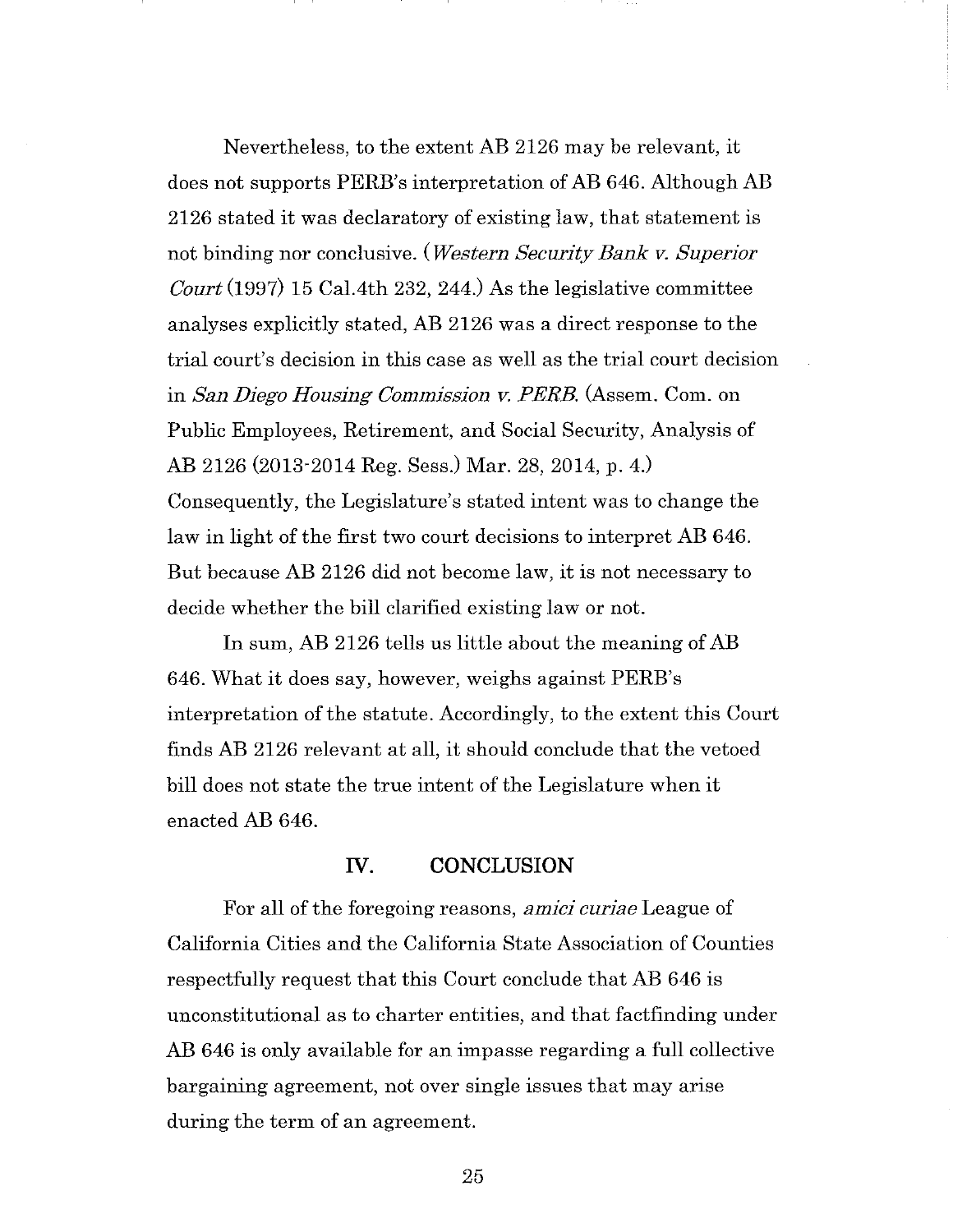Nevertheless, to the extent AB 2126 may be relevant, it does not supports PERB's interpretation of AB 646. Although AB 2126 stated it was declaratory of existing law, that statement is not binding nor conclusive. (*Western Security Bank v. Superior Court* (1997) 15 Cal.4th 232, 244.) As the legislative committee analyses explicitly stated, AB 2126 was a direct response to the trial court's decision in this case as well as the trial court decision in *San Diego Housing Commission v. PERB.* (Assem. Com. on Public Employees, Retirement, and Social Security, Analysis of AB 2126 (2013-2014 Reg. Sess.) Mar. 28, 2014, p. 4.) Consequently, the Legislature's stated intent was to change the law in light of the first two court decisions to interpret AB 646. But because AB 2126 did not become law, it is not necessary to decide whether the bill clarified existing law or not.

In sum, AB 2126 tells us little about the meaning of AB 646. What it does say, however, weighs against PERB's interpretation of the statute. Accordingly, to the extent this Court finds AB 2126 relevant at all, it should conclude that the vetoed bill does not state the true intent of the Legislature when it enacted AB 646.

## IV. CONCLUSION

For all of the foregoing reasons, *amici curiae* League of California Cities and the California State Association of Counties respectfully request that this Court conclude that AB 646 is unconstitutional as to charter entities, and that factfinding under AB 646 is only available for an impasse regarding a full collective bargaining agreement, not over single issues that may arise during the term of an agreement.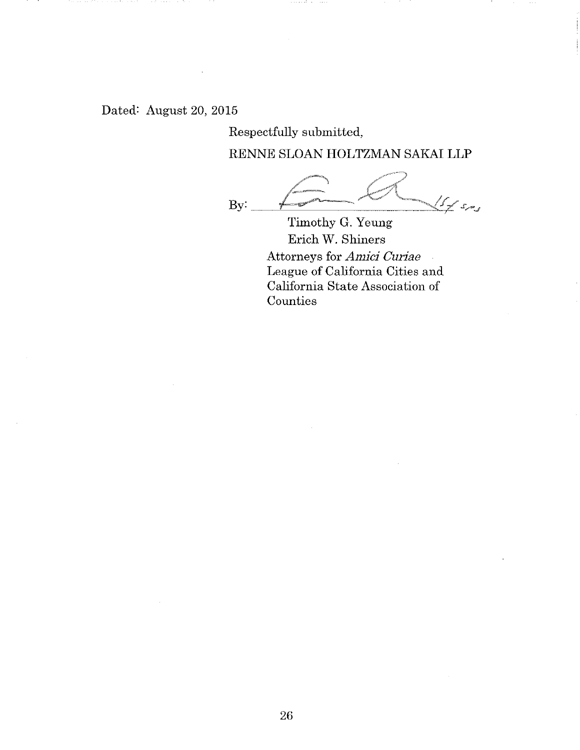Dated: August 20, 2015

Respectfully submitted,

RENNE SLOAN HOLTZMAN SAKAI LLP

By: ______________________________

Timothy G. Yeung
Erich W. Shiners
Attorneys for *Amici Curiae*
League of California Cities and
California State Association of
Counties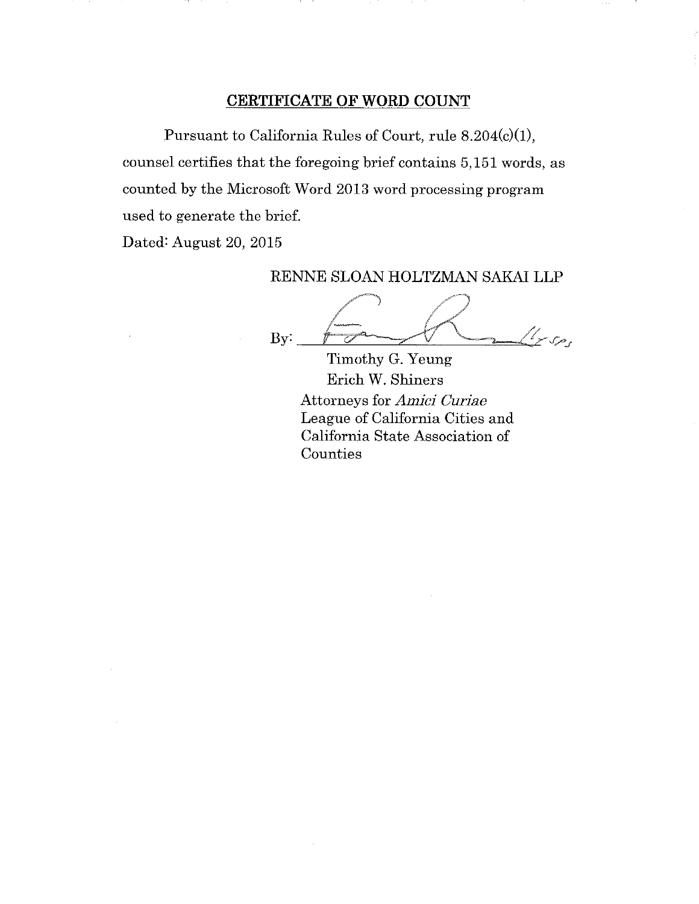## CERTIFICATE OF WORD COUNT

Pursuant to California Rules of Court, rule 8.204(c)(1), counsel certifies that the foregoing brief contains 5,151 words, as counted by the Microsoft Word 2013 word processing program used to generate the brief.

Dated: August 20, 2015

RENNE SLOAN HOLTZMAN SAKAI LLP

By: ______________________________

Timothy G. Yeung
Erich W. Shiners
Attorneys for *Amici Curiae*
League of California Cities and
California State Association of
Counties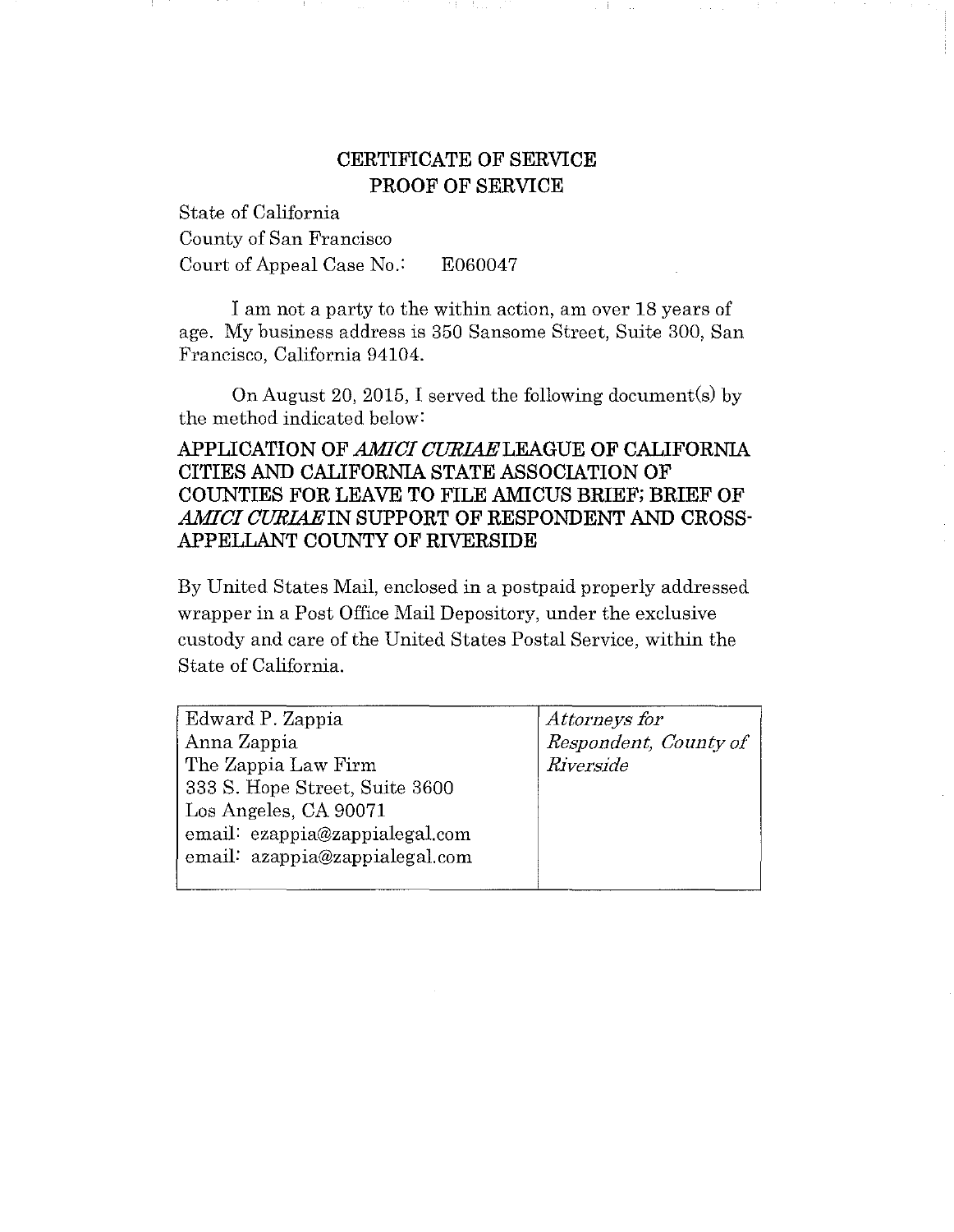## CERTIFICATE OF SERVICE
## PROOF OF SERVICE

State of California
County of San Francisco
Court of Appeal Case No.: E060047

I am not a party to the within action, am over 18 years of age. My business address is 350 Sansome Street, Suite 300, San Francisco, California 94104.

On August 20, 2015, I served the following document(s) by the method indicated below:

**APPLICATION OF *AMICI CURIAE* LEAGUE OF CALIFORNIA CITIES AND CALIFORNIA STATE ASSOCIATION OF COUNTIES FOR LEAVE TO FILE AMICUS BRIEF; BRIEF OF *AMICI CURIAE* IN SUPPORT OF RESPONDENT AND CROSS-APPELLANT COUNTY OF RIVERSIDE**

By United States Mail, enclosed in a postpaid properly addressed wrapper in a Post Office Mail Depository, under the exclusive custody and care of the United States Postal Service, within the State of California.

| | |
|---|---|
| Edward P. Zappia<br>Anna Zappia<br>The Zappia Law Firm<br>333 S. Hope Street, Suite 3600<br>Los Angeles, CA 90071<br>email: ezappia@zappialegal.com<br>email: azappia@zappialegal.com | *Attorneys for Respondent, County of Riverside* |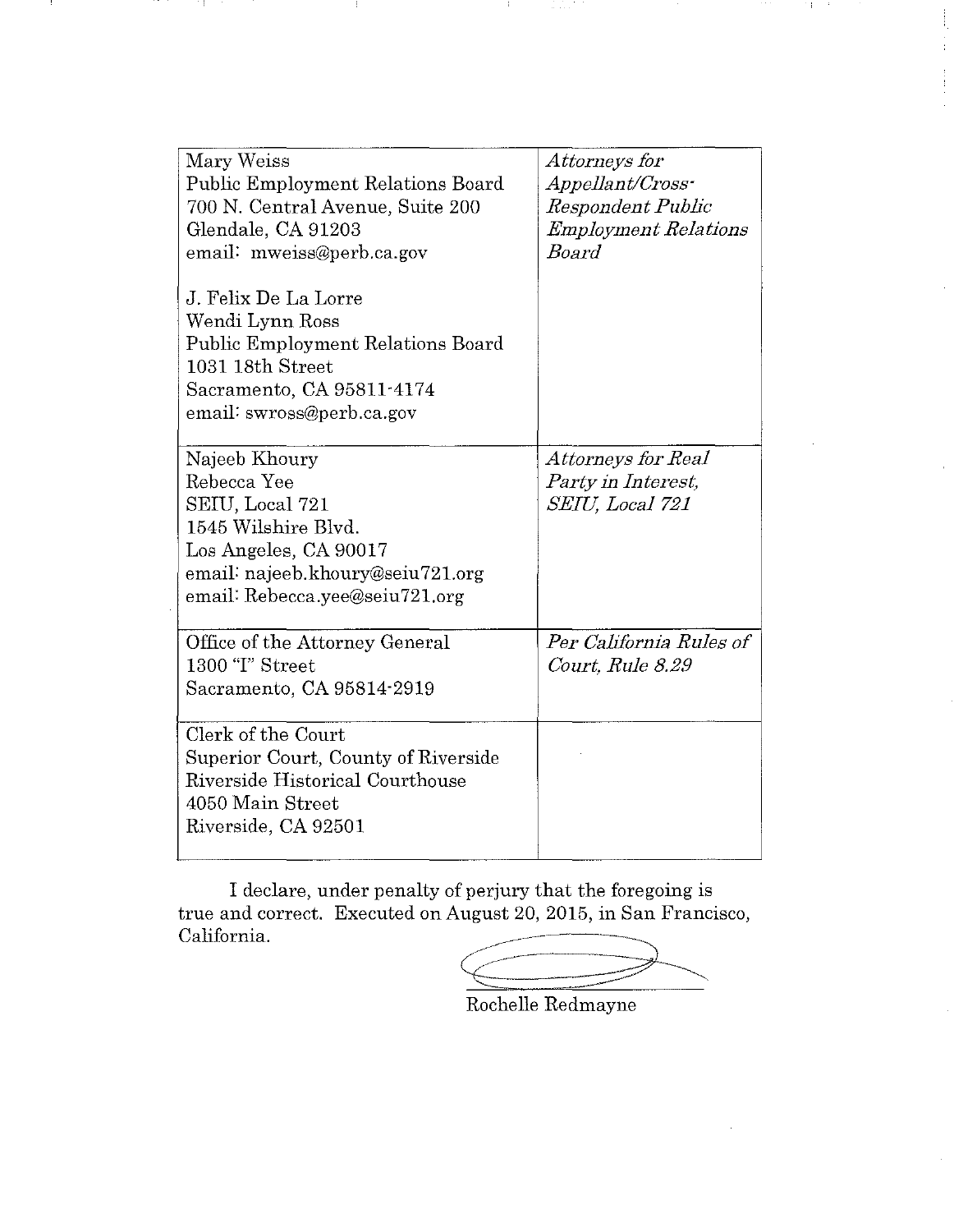| | |
|---|---|
| Mary Weiss<br>Public Employment Relations Board<br>700 N. Central Avenue, Suite 200<br>Glendale, CA 91203<br>email: mweiss@perb.ca.gov<br><br>J. Felix De La Lorre<br>Wendi Lynn Ross<br>Public Employment Relations Board<br>1031 18th Street<br>Sacramento, CA 95811-4174<br>email: swross@perb.ca.gov | *Attorneys for Appellant/Cross-Respondent Public Employment Relations Board* |
| Najeeb Khoury<br>Rebecca Yee<br>SEIU, Local 721<br>1545 Wilshire Blvd.<br>Los Angeles, CA 90017<br>email: najeeb.khoury@seiu721.org<br>email: Rebecca.yee@seiu721.org | *Attorneys for Real Party in Interest, SEIU, Local 721* |
| Office of the Attorney General<br>1300 "I" Street<br>Sacramento, CA 95814-2919 | *Per California Rules of Court, Rule 8.29* |
| Clerk of the Court<br>Superior Court, County of Riverside<br>Riverside Historical Courthouse<br>4050 Main Street<br>Riverside, CA 92501 | |

I declare, under penalty of perjury that the foregoing is true and correct. Executed on August 20, 2015, in San Francisco, California.

Rochelle Redmayne